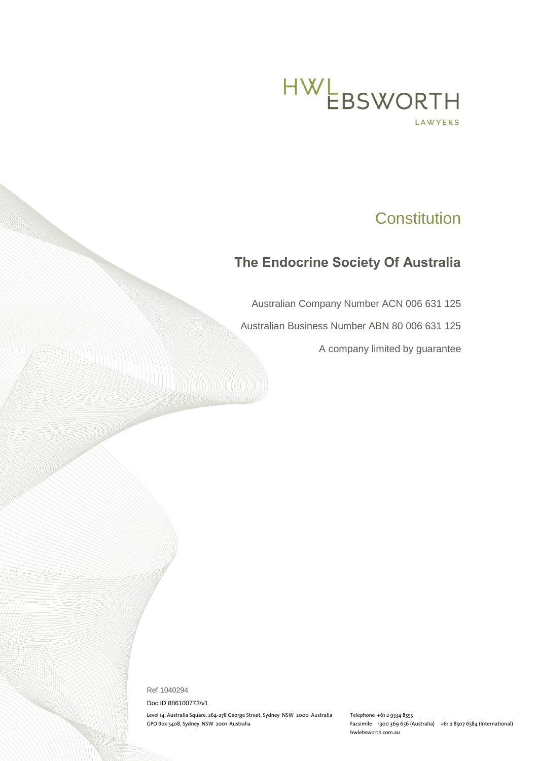HWL EBSWORTH

LAWYERS

# Constitution

## The Endocrine Society Of Australia

Australian Company Number ACN 006 631 125

Australian Business Number ABN 80 006 631 125

A company limited by guarantee

Ref 1040294

Doc ID 886100773/v1

Level 14, Australia Square, 264-278 George Street, Sydney NSW 2000 Australia
GPO Box 5408, Sydney NSW 2001 Australia

Telephone +61 2 9334 8555
Facsimile 1300 369 656 (Australia) +61 2 8507 6584 (International)
hwlebsworth.com.au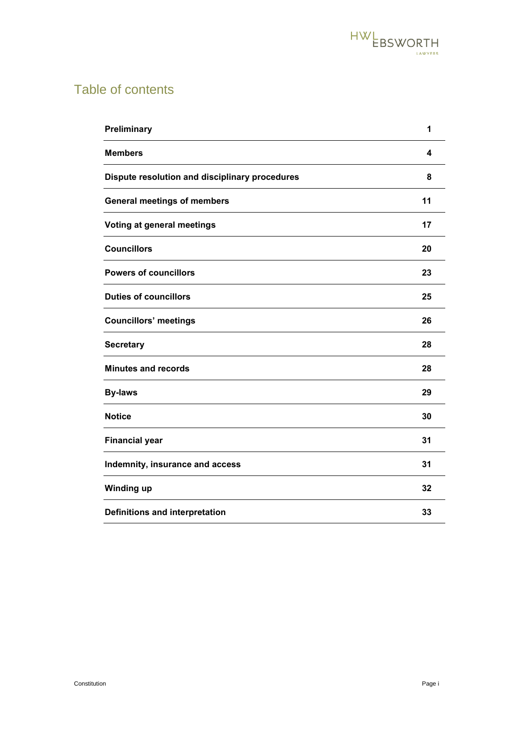# Table of contents

| | |
|---|---|
| **Preliminary** | **1** |
| **Members** | **4** |
| **Dispute resolution and disciplinary procedures** | **8** |
| **General meetings of members** | **11** |
| **Voting at general meetings** | **17** |
| **Councillors** | **20** |
| **Powers of councillors** | **23** |
| **Duties of councillors** | **25** |
| **Councillors' meetings** | **26** |
| **Secretary** | **28** |
| **Minutes and records** | **28** |
| **By-laws** | **29** |
| **Notice** | **30** |
| **Financial year** | **31** |
| **Indemnity, insurance and access** | **31** |
| **Winding up** | **32** |
| **Definitions and interpretation** | **33** |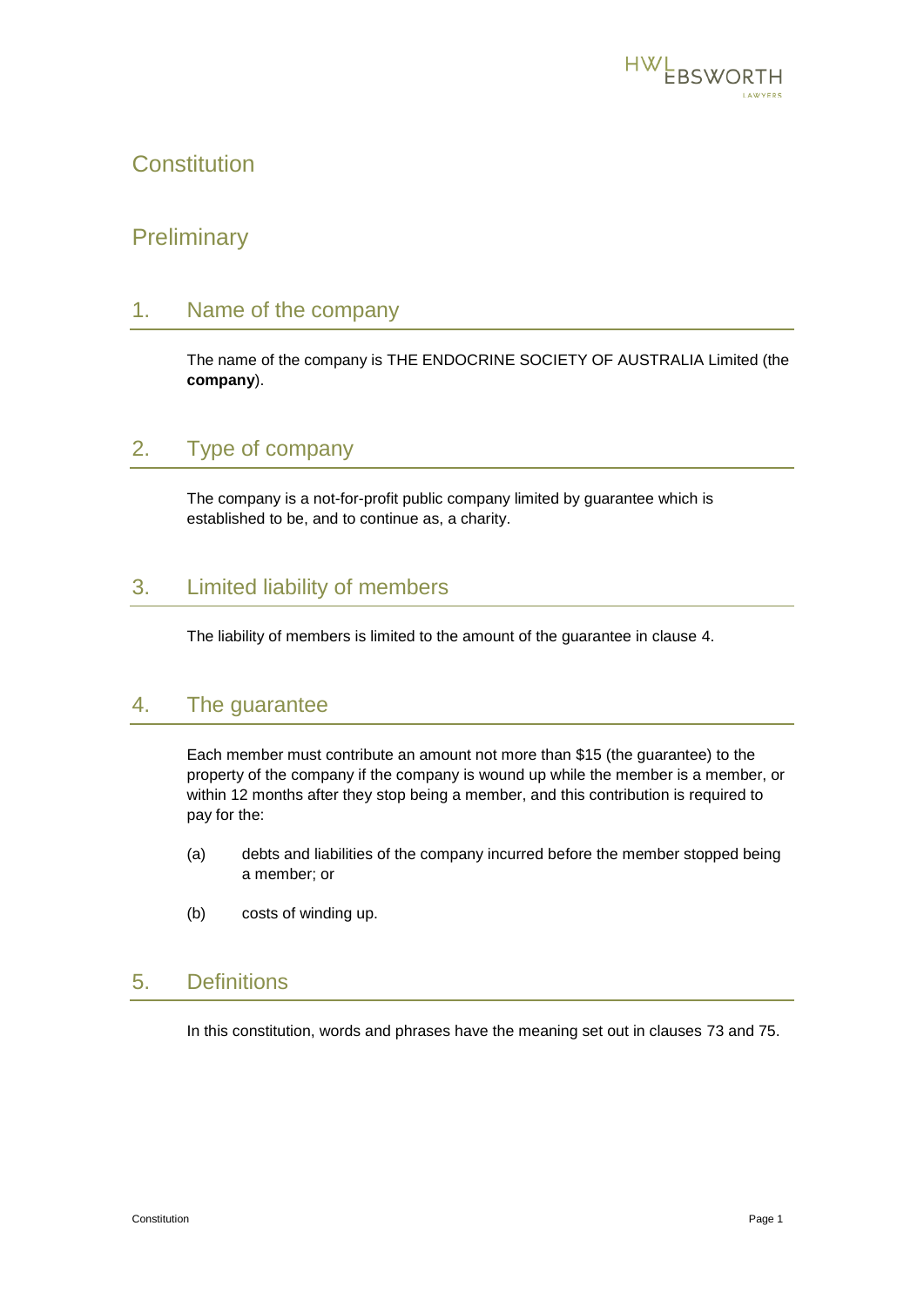# Constitution

## Preliminary

### 1. Name of the company

The name of the company is THE ENDOCRINE SOCIETY OF AUSTRALIA Limited (the **company**).

### 2. Type of company

The company is a not-for-profit public company limited by guarantee which is established to be, and to continue as, a charity.

### 3. Limited liability of members

The liability of members is limited to the amount of the guarantee in clause 4.

### 4. The guarantee

Each member must contribute an amount not more than $15 (the guarantee) to the property of the company if the company is wound up while the member is a member, or within 12 months after they stop being a member, and this contribution is required to pay for the:

(a) debts and liabilities of the company incurred before the member stopped being a member; or

(b) costs of winding up.

### 5. Definitions

In this constitution, words and phrases have the meaning set out in clauses 73 and 75.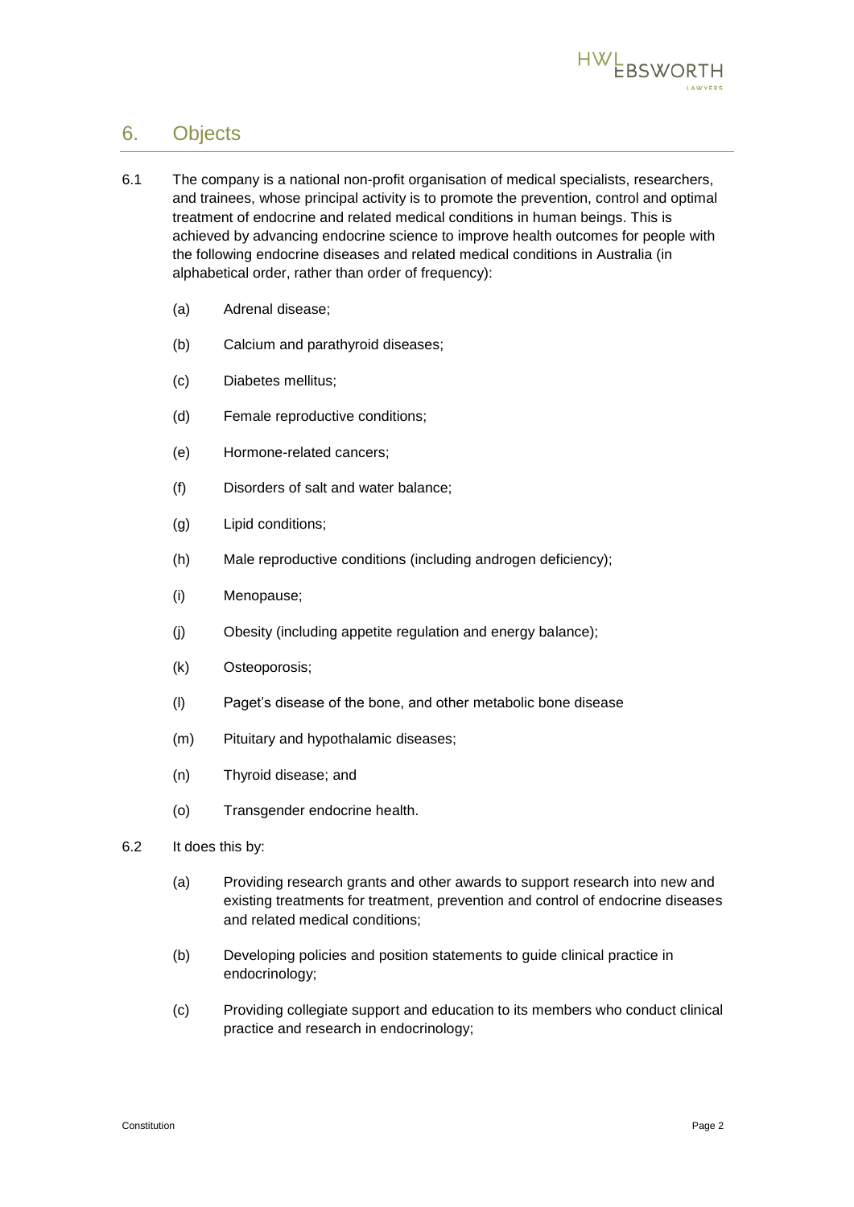## 6. Objects

6.1 The company is a national non-profit organisation of medical specialists, researchers, and trainees, whose principal activity is to promote the prevention, control and optimal treatment of endocrine and related medical conditions in human beings. This is achieved by advancing endocrine science to improve health outcomes for people with the following endocrine diseases and related medical conditions in Australia (in alphabetical order, rather than order of frequency):

   (a) Adrenal disease;

   (b) Calcium and parathyroid diseases;

   (c) Diabetes mellitus;

   (d) Female reproductive conditions;

   (e) Hormone-related cancers;

   (f) Disorders of salt and water balance;

   (g) Lipid conditions;

   (h) Male reproductive conditions (including androgen deficiency);

   (i) Menopause;

   (j) Obesity (including appetite regulation and energy balance);

   (k) Osteoporosis;

   (l) Paget's disease of the bone, and other metabolic bone disease

   (m) Pituitary and hypothalamic diseases;

   (n) Thyroid disease; and

   (o) Transgender endocrine health.

6.2 It does this by:

   (a) Providing research grants and other awards to support research into new and existing treatments for treatment, prevention and control of endocrine diseases and related medical conditions;

   (b) Developing policies and position statements to guide clinical practice in endocrinology;

   (c) Providing collegiate support and education to its members who conduct clinical practice and research in endocrinology;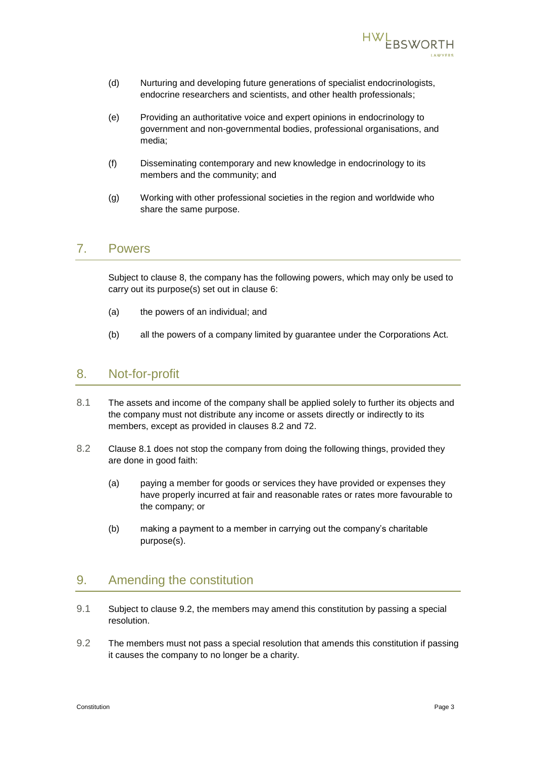(d) Nurturing and developing future generations of specialist endocrinologists, endocrine researchers and scientists, and other health professionals;

(e) Providing an authoritative voice and expert opinions in endocrinology to government and non-governmental bodies, professional organisations, and media;

(f) Disseminating contemporary and new knowledge in endocrinology to its members and the community; and

(g) Working with other professional societies in the region and worldwide who share the same purpose.

## 7. Powers

Subject to clause 8, the company has the following powers, which may only be used to carry out its purpose(s) set out in clause 6:

(a) the powers of an individual; and

(b) all the powers of a company limited by guarantee under the Corporations Act.

## 8. Not-for-profit

8.1 The assets and income of the company shall be applied solely to further its objects and the company must not distribute any income or assets directly or indirectly to its members, except as provided in clauses 8.2 and 72.

8.2 Clause 8.1 does not stop the company from doing the following things, provided they are done in good faith:

(a) paying a member for goods or services they have provided or expenses they have properly incurred at fair and reasonable rates or rates more favourable to the company; or

(b) making a payment to a member in carrying out the company's charitable purpose(s).

## 9. Amending the constitution

9.1 Subject to clause 9.2, the members may amend this constitution by passing a special resolution.

9.2 The members must not pass a special resolution that amends this constitution if passing it causes the company to no longer be a charity.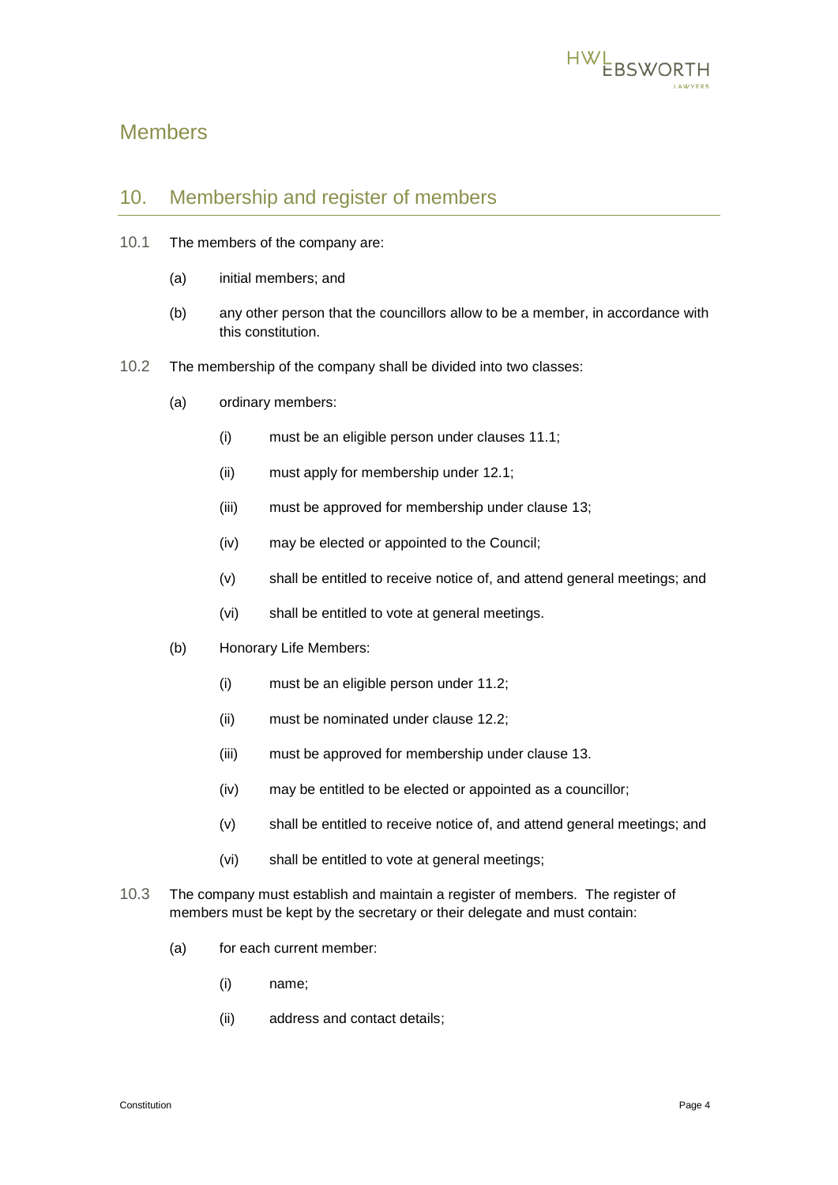# Members

## 10. Membership and register of members

10.1 The members of the company are:

(a) initial members; and

(b) any other person that the councillors allow to be a member, in accordance with this constitution.

10.2 The membership of the company shall be divided into two classes:

(a) ordinary members:

(i) must be an eligible person under clauses 11.1;

(ii) must apply for membership under 12.1;

(iii) must be approved for membership under clause 13;

(iv) may be elected or appointed to the Council;

(v) shall be entitled to receive notice of, and attend general meetings; and

(vi) shall be entitled to vote at general meetings.

(b) Honorary Life Members:

(i) must be an eligible person under 11.2;

(ii) must be nominated under clause 12.2;

(iii) must be approved for membership under clause 13.

(iv) may be entitled to be elected or appointed as a councillor;

(v) shall be entitled to receive notice of, and attend general meetings; and

(vi) shall be entitled to vote at general meetings;

10.3 The company must establish and maintain a register of members. The register of members must be kept by the secretary or their delegate and must contain:

(a) for each current member:

(i) name;

(ii) address and contact details;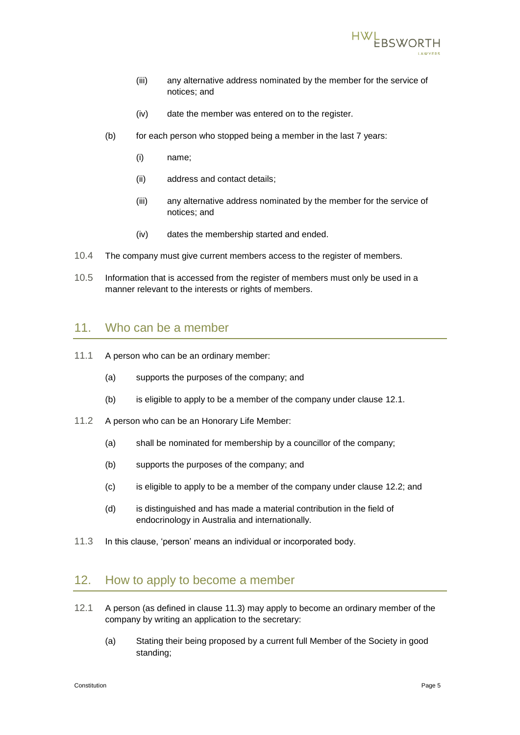(iii) any alternative address nominated by the member for the service of notices; and

(iv) date the member was entered on to the register.

(b) for each person who stopped being a member in the last 7 years:

(i) name;

(ii) address and contact details;

(iii) any alternative address nominated by the member for the service of notices; and

(iv) dates the membership started and ended.

10.4 The company must give current members access to the register of members.

10.5 Information that is accessed from the register of members must only be used in a manner relevant to the interests or rights of members.

## 11. Who can be a member

11.1 A person who can be an ordinary member:

(a) supports the purposes of the company; and

(b) is eligible to apply to be a member of the company under clause 12.1.

11.2 A person who can be an Honorary Life Member:

(a) shall be nominated for membership by a councillor of the company;

(b) supports the purposes of the company; and

(c) is eligible to apply to be a member of the company under clause 12.2; and

(d) is distinguished and has made a material contribution in the field of endocrinology in Australia and internationally.

11.3 In this clause, 'person' means an individual or incorporated body.

## 12. How to apply to become a member

12.1 A person (as defined in clause 11.3) may apply to become an ordinary member of the company by writing an application to the secretary:

(a) Stating their being proposed by a current full Member of the Society in good standing;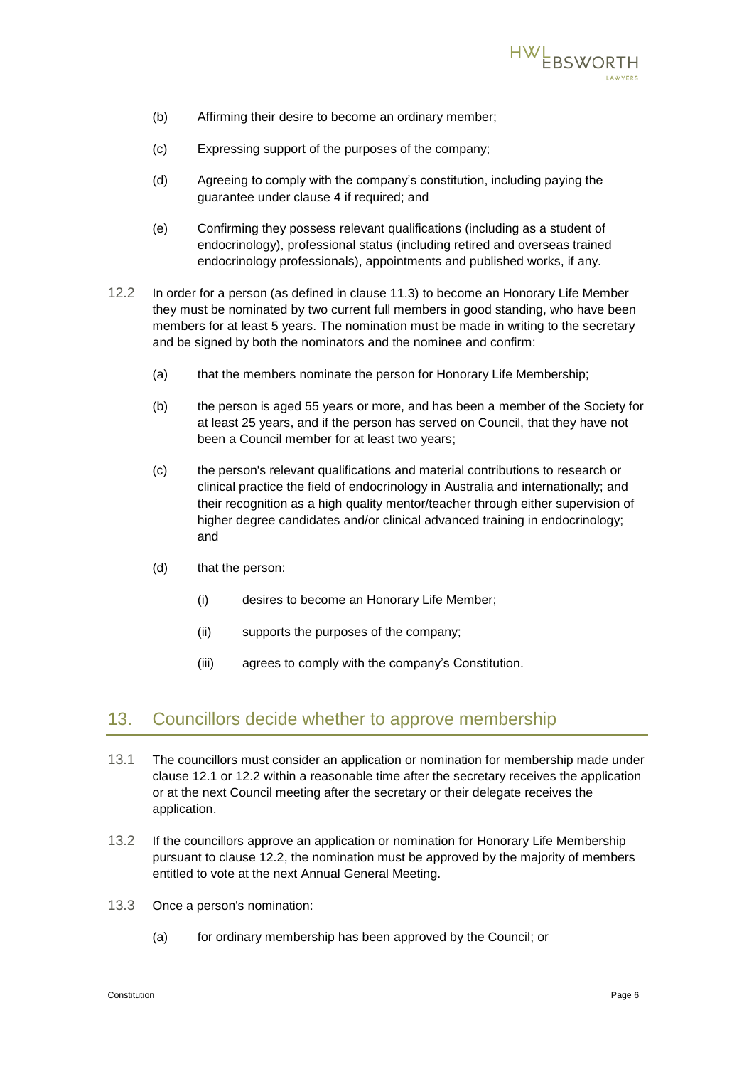(b) Affirming their desire to become an ordinary member;

(c) Expressing support of the purposes of the company;

(d) Agreeing to comply with the company's constitution, including paying the guarantee under clause 4 if required; and

(e) Confirming they possess relevant qualifications (including as a student of endocrinology), professional status (including retired and overseas trained endocrinology professionals), appointments and published works, if any.

12.2 In order for a person (as defined in clause 11.3) to become an Honorary Life Member they must be nominated by two current full members in good standing, who have been members for at least 5 years. The nomination must be made in writing to the secretary and be signed by both the nominators and the nominee and confirm:

(a) that the members nominate the person for Honorary Life Membership;

(b) the person is aged 55 years or more, and has been a member of the Society for at least 25 years, and if the person has served on Council, that they have not been a Council member for at least two years;

(c) the person's relevant qualifications and material contributions to research or clinical practice the field of endocrinology in Australia and internationally; and their recognition as a high quality mentor/teacher through either supervision of higher degree candidates and/or clinical advanced training in endocrinology; and

(d) that the person:

(i) desires to become an Honorary Life Member;

(ii) supports the purposes of the company;

(iii) agrees to comply with the company's Constitution.

## 13. Councillors decide whether to approve membership

13.1 The councillors must consider an application or nomination for membership made under clause 12.1 or 12.2 within a reasonable time after the secretary receives the application or at the next Council meeting after the secretary or their delegate receives the application.

13.2 If the councillors approve an application or nomination for Honorary Life Membership pursuant to clause 12.2, the nomination must be approved by the majority of members entitled to vote at the next Annual General Meeting.

13.3 Once a person's nomination:

(a) for ordinary membership has been approved by the Council; or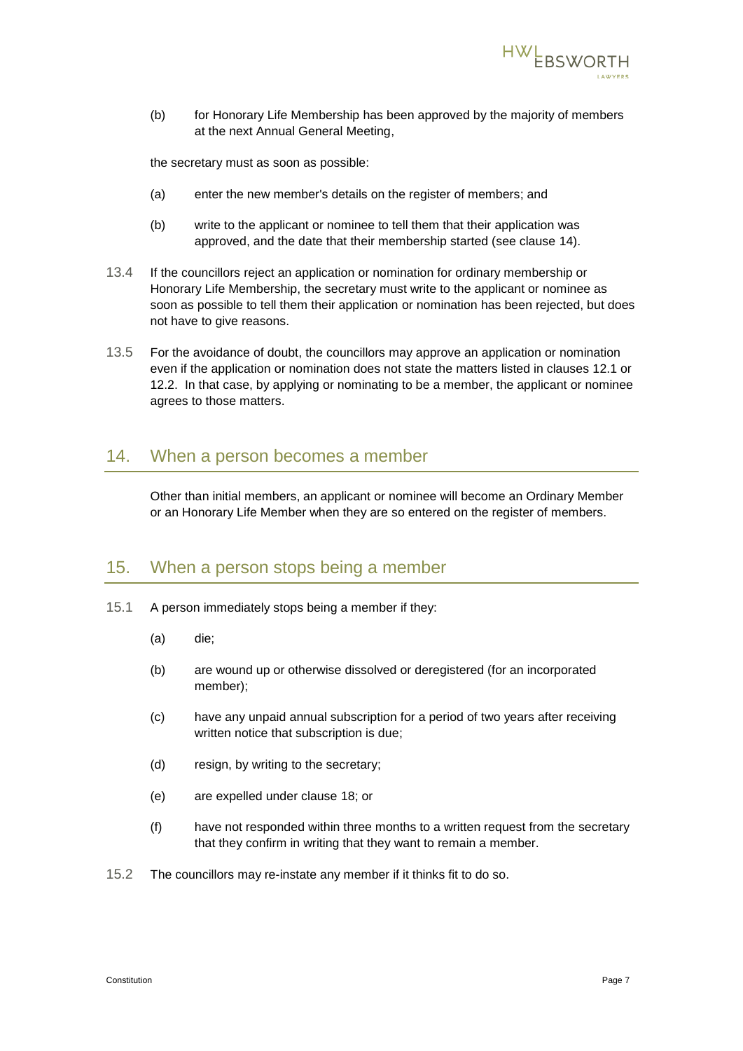(b) for Honorary Life Membership has been approved by the majority of members at the next Annual General Meeting,

the secretary must as soon as possible:

(a) enter the new member's details on the register of members; and

(b) write to the applicant or nominee to tell them that their application was approved, and the date that their membership started (see clause 14).

13.4 If the councillors reject an application or nomination for ordinary membership or Honorary Life Membership, the secretary must write to the applicant or nominee as soon as possible to tell them their application or nomination has been rejected, but does not have to give reasons.

13.5 For the avoidance of doubt, the councillors may approve an application or nomination even if the application or nomination does not state the matters listed in clauses 12.1 or 12.2. In that case, by applying or nominating to be a member, the applicant or nominee agrees to those matters.

## 14. When a person becomes a member

Other than initial members, an applicant or nominee will become an Ordinary Member or an Honorary Life Member when they are so entered on the register of members.

## 15. When a person stops being a member

15.1 A person immediately stops being a member if they:

(a) die;

(b) are wound up or otherwise dissolved or deregistered (for an incorporated member);

(c) have any unpaid annual subscription for a period of two years after receiving written notice that subscription is due;

(d) resign, by writing to the secretary;

(e) are expelled under clause 18; or

(f) have not responded within three months to a written request from the secretary that they confirm in writing that they want to remain a member.

15.2 The councillors may re-instate any member if it thinks fit to do so.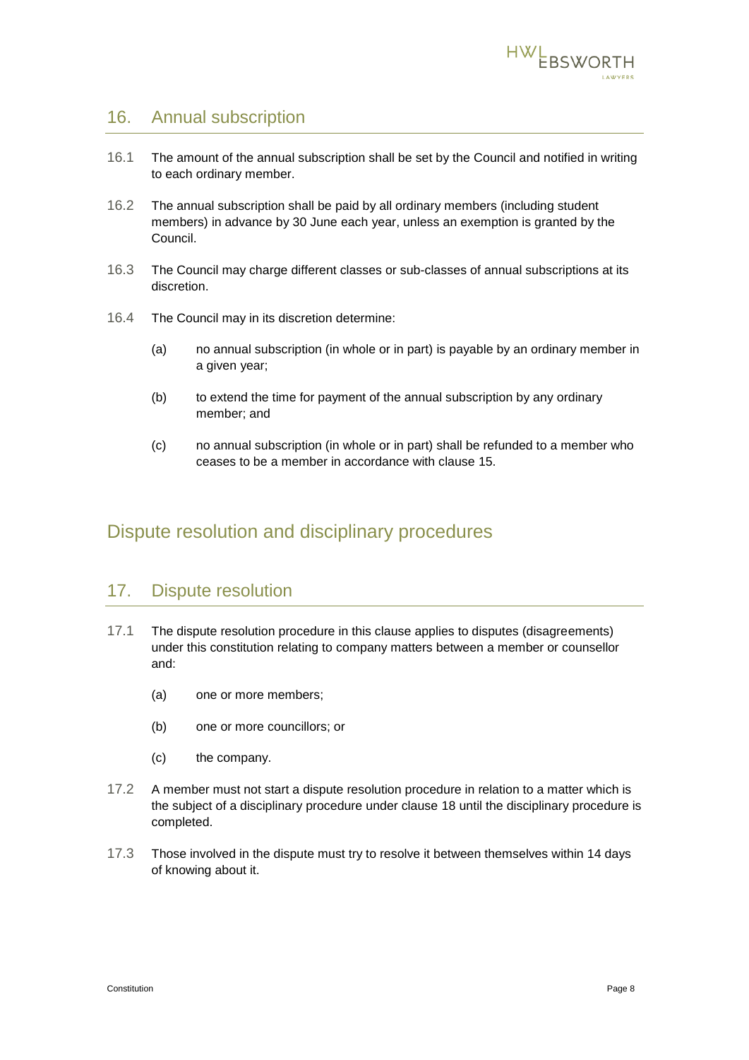## 16. Annual subscription

16.1 The amount of the annual subscription shall be set by the Council and notified in writing to each ordinary member.

16.2 The annual subscription shall be paid by all ordinary members (including student members) in advance by 30 June each year, unless an exemption is granted by the Council.

16.3 The Council may charge different classes or sub-classes of annual subscriptions at its discretion.

16.4 The Council may in its discretion determine:

(a) no annual subscription (in whole or in part) is payable by an ordinary member in a given year;

(b) to extend the time for payment of the annual subscription by any ordinary member; and

(c) no annual subscription (in whole or in part) shall be refunded to a member who ceases to be a member in accordance with clause 15.

# Dispute resolution and disciplinary procedures

## 17. Dispute resolution

17.1 The dispute resolution procedure in this clause applies to disputes (disagreements) under this constitution relating to company matters between a member or counsellor and:

(a) one or more members;

(b) one or more councillors; or

(c) the company.

17.2 A member must not start a dispute resolution procedure in relation to a matter which is the subject of a disciplinary procedure under clause 18 until the disciplinary procedure is completed.

17.3 Those involved in the dispute must try to resolve it between themselves within 14 days of knowing about it.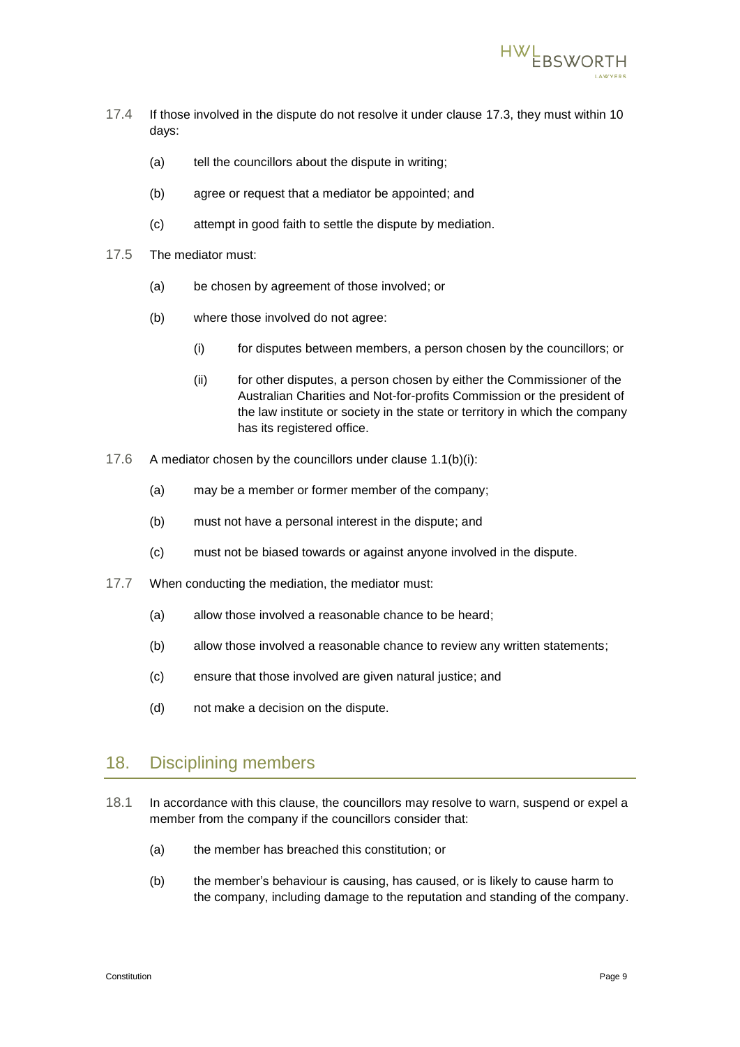17.4 If those involved in the dispute do not resolve it under clause 17.3, they must within 10 days:

(a) tell the councillors about the dispute in writing;

(b) agree or request that a mediator be appointed; and

(c) attempt in good faith to settle the dispute by mediation.

17.5 The mediator must:

(a) be chosen by agreement of those involved; or

(b) where those involved do not agree:

(i) for disputes between members, a person chosen by the councillors; or

(ii) for other disputes, a person chosen by either the Commissioner of the Australian Charities and Not-for-profits Commission or the president of the law institute or society in the state or territory in which the company has its registered office.

17.6 A mediator chosen by the councillors under clause 1.1(b)(i):

(a) may be a member or former member of the company;

(b) must not have a personal interest in the dispute; and

(c) must not be biased towards or against anyone involved in the dispute.

17.7 When conducting the mediation, the mediator must:

(a) allow those involved a reasonable chance to be heard;

(b) allow those involved a reasonable chance to review any written statements;

(c) ensure that those involved are given natural justice; and

(d) not make a decision on the dispute.

## 18. Disciplining members

18.1 In accordance with this clause, the councillors may resolve to warn, suspend or expel a member from the company if the councillors consider that:

(a) the member has breached this constitution; or

(b) the member's behaviour is causing, has caused, or is likely to cause harm to the company, including damage to the reputation and standing of the company.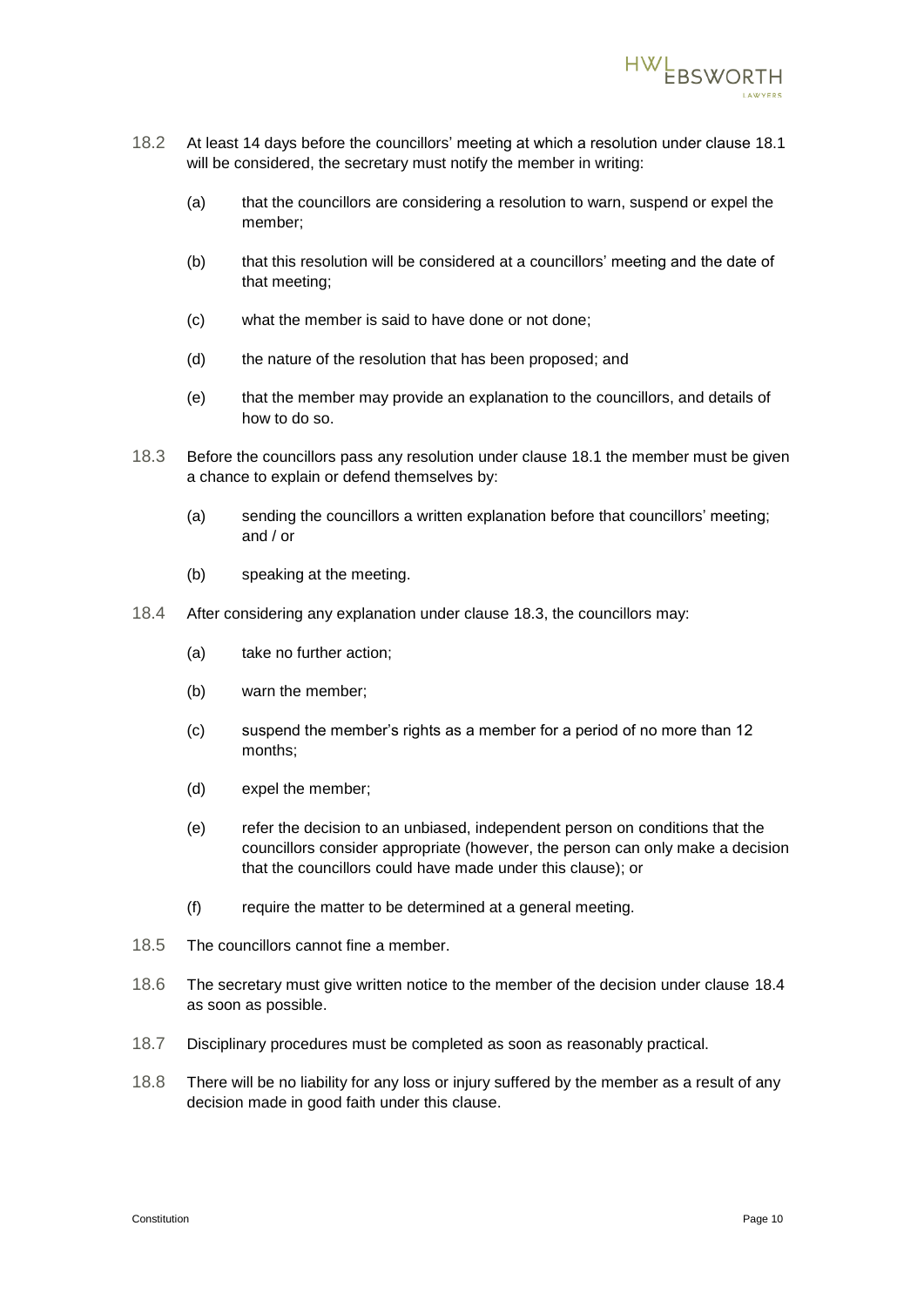18.2 At least 14 days before the councillors' meeting at which a resolution under clause 18.1 will be considered, the secretary must notify the member in writing:

(a) that the councillors are considering a resolution to warn, suspend or expel the member;

(b) that this resolution will be considered at a councillors' meeting and the date of that meeting;

(c) what the member is said to have done or not done;

(d) the nature of the resolution that has been proposed; and

(e) that the member may provide an explanation to the councillors, and details of how to do so.

18.3 Before the councillors pass any resolution under clause 18.1 the member must be given a chance to explain or defend themselves by:

(a) sending the councillors a written explanation before that councillors' meeting; and / or

(b) speaking at the meeting.

18.4 After considering any explanation under clause 18.3, the councillors may:

(a) take no further action;

(b) warn the member;

(c) suspend the member's rights as a member for a period of no more than 12 months;

(d) expel the member;

(e) refer the decision to an unbiased, independent person on conditions that the councillors consider appropriate (however, the person can only make a decision that the councillors could have made under this clause); or

(f) require the matter to be determined at a general meeting.

18.5 The councillors cannot fine a member.

18.6 The secretary must give written notice to the member of the decision under clause 18.4 as soon as possible.

18.7 Disciplinary procedures must be completed as soon as reasonably practical.

18.8 There will be no liability for any loss or injury suffered by the member as a result of any decision made in good faith under this clause.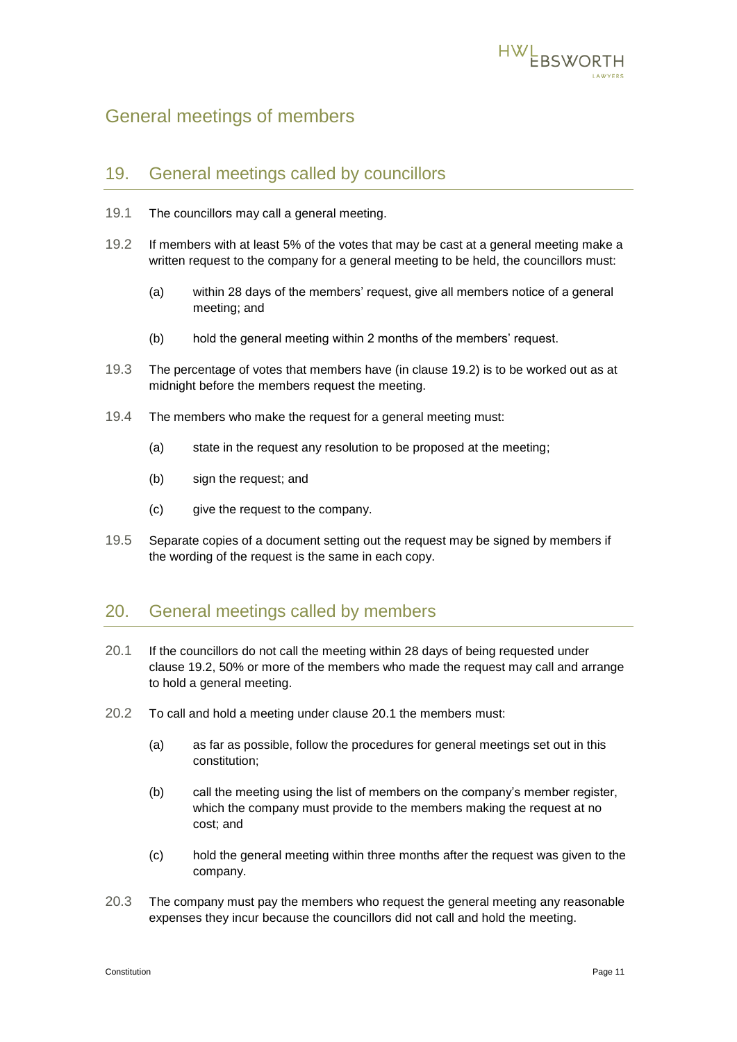# General meetings of members

## 19. General meetings called by councillors

19.1 The councillors may call a general meeting.

19.2 If members with at least 5% of the votes that may be cast at a general meeting make a written request to the company for a general meeting to be held, the councillors must:

(a) within 28 days of the members' request, give all members notice of a general meeting; and

(b) hold the general meeting within 2 months of the members' request.

19.3 The percentage of votes that members have (in clause 19.2) is to be worked out as at midnight before the members request the meeting.

19.4 The members who make the request for a general meeting must:

(a) state in the request any resolution to be proposed at the meeting;

(b) sign the request; and

(c) give the request to the company.

19.5 Separate copies of a document setting out the request may be signed by members if the wording of the request is the same in each copy.

## 20. General meetings called by members

20.1 If the councillors do not call the meeting within 28 days of being requested under clause 19.2, 50% or more of the members who made the request may call and arrange to hold a general meeting.

20.2 To call and hold a meeting under clause 20.1 the members must:

(a) as far as possible, follow the procedures for general meetings set out in this constitution;

(b) call the meeting using the list of members on the company's member register, which the company must provide to the members making the request at no cost; and

(c) hold the general meeting within three months after the request was given to the company.

20.3 The company must pay the members who request the general meeting any reasonable expenses they incur because the councillors did not call and hold the meeting.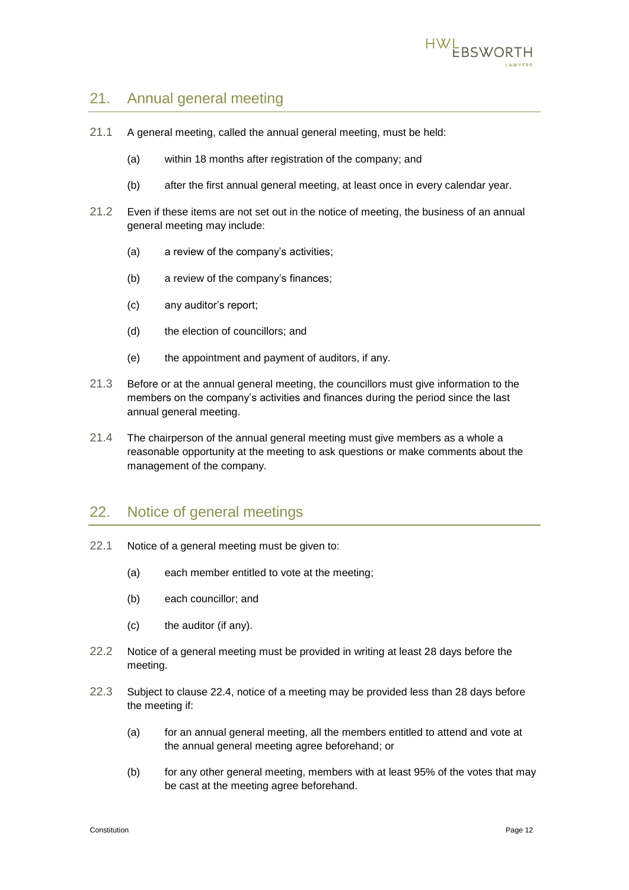## 21. Annual general meeting

21.1 A general meeting, called the annual general meeting, must be held:

(a) within 18 months after registration of the company; and

(b) after the first annual general meeting, at least once in every calendar year.

21.2 Even if these items are not set out in the notice of meeting, the business of an annual general meeting may include:

(a) a review of the company's activities;

(b) a review of the company's finances;

(c) any auditor's report;

(d) the election of councillors; and

(e) the appointment and payment of auditors, if any.

21.3 Before or at the annual general meeting, the councillors must give information to the members on the company's activities and finances during the period since the last annual general meeting.

21.4 The chairperson of the annual general meeting must give members as a whole a reasonable opportunity at the meeting to ask questions or make comments about the management of the company.

## 22. Notice of general meetings

22.1 Notice of a general meeting must be given to:

(a) each member entitled to vote at the meeting;

(b) each councillor; and

(c) the auditor (if any).

22.2 Notice of a general meeting must be provided in writing at least 28 days before the meeting.

22.3 Subject to clause 22.4, notice of a meeting may be provided less than 28 days before the meeting if:

(a) for an annual general meeting, all the members entitled to attend and vote at the annual general meeting agree beforehand; or

(b) for any other general meeting, members with at least 95% of the votes that may be cast at the meeting agree beforehand.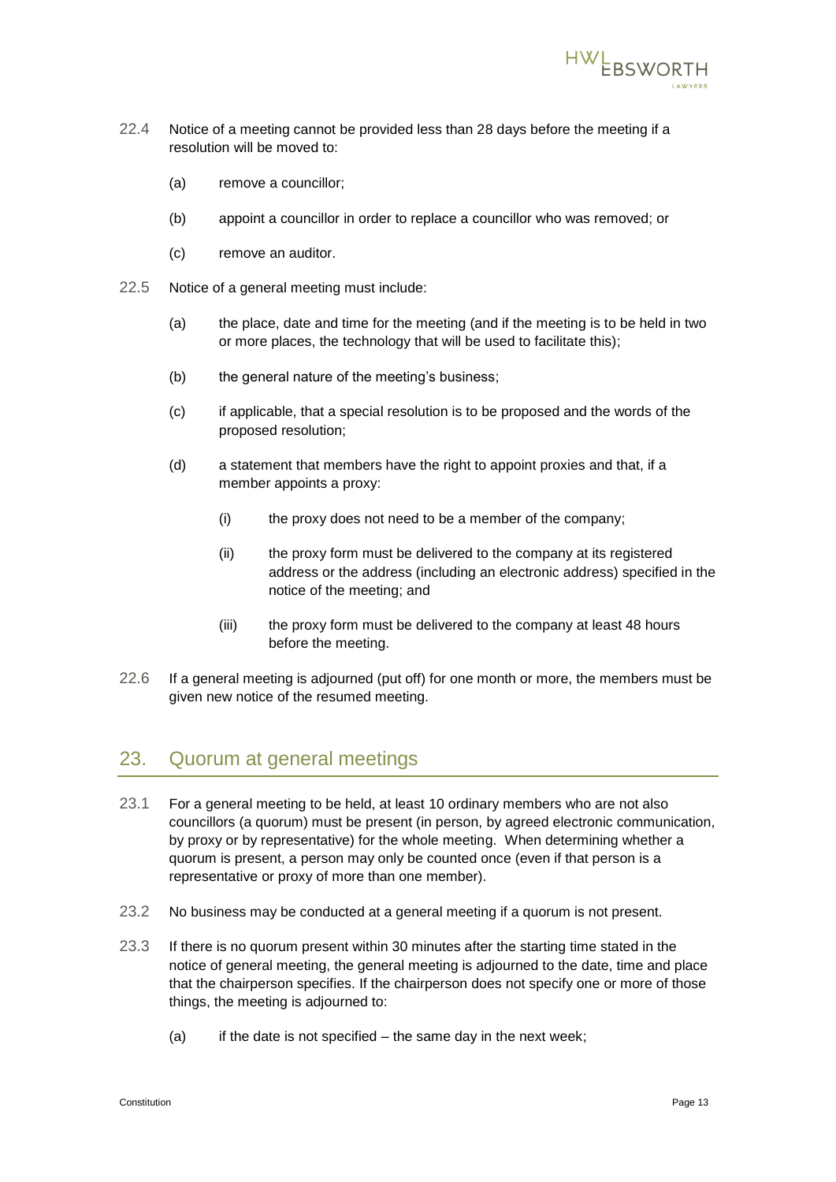22.4 Notice of a meeting cannot be provided less than 28 days before the meeting if a resolution will be moved to:

(a) remove a councillor;

(b) appoint a councillor in order to replace a councillor who was removed; or

(c) remove an auditor.

22.5 Notice of a general meeting must include:

(a) the place, date and time for the meeting (and if the meeting is to be held in two or more places, the technology that will be used to facilitate this);

(b) the general nature of the meeting's business;

(c) if applicable, that a special resolution is to be proposed and the words of the proposed resolution;

(d) a statement that members have the right to appoint proxies and that, if a member appoints a proxy:

(i) the proxy does not need to be a member of the company;

(ii) the proxy form must be delivered to the company at its registered address or the address (including an electronic address) specified in the notice of the meeting; and

(iii) the proxy form must be delivered to the company at least 48 hours before the meeting.

22.6 If a general meeting is adjourned (put off) for one month or more, the members must be given new notice of the resumed meeting.

## 23. Quorum at general meetings

23.1 For a general meeting to be held, at least 10 ordinary members who are not also councillors (a quorum) must be present (in person, by agreed electronic communication, by proxy or by representative) for the whole meeting. When determining whether a quorum is present, a person may only be counted once (even if that person is a representative or proxy of more than one member).

23.2 No business may be conducted at a general meeting if a quorum is not present.

23.3 If there is no quorum present within 30 minutes after the starting time stated in the notice of general meeting, the general meeting is adjourned to the date, time and place that the chairperson specifies. If the chairperson does not specify one or more of those things, the meeting is adjourned to:

(a) if the date is not specified – the same day in the next week;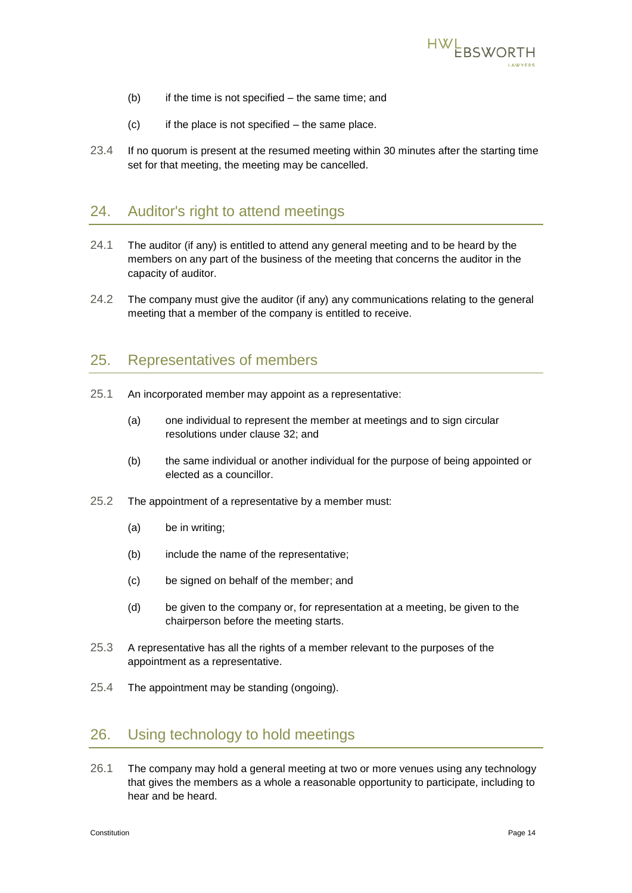(b) if the time is not specified – the same time; and

(c) if the place is not specified – the same place.

23.4 If no quorum is present at the resumed meeting within 30 minutes after the starting time set for that meeting, the meeting may be cancelled.

## 24. Auditor's right to attend meetings

24.1 The auditor (if any) is entitled to attend any general meeting and to be heard by the members on any part of the business of the meeting that concerns the auditor in the capacity of auditor.

24.2 The company must give the auditor (if any) any communications relating to the general meeting that a member of the company is entitled to receive.

## 25. Representatives of members

25.1 An incorporated member may appoint as a representative:

(a) one individual to represent the member at meetings and to sign circular resolutions under clause 32; and

(b) the same individual or another individual for the purpose of being appointed or elected as a councillor.

25.2 The appointment of a representative by a member must:

(a) be in writing;

(b) include the name of the representative;

(c) be signed on behalf of the member; and

(d) be given to the company or, for representation at a meeting, be given to the chairperson before the meeting starts.

25.3 A representative has all the rights of a member relevant to the purposes of the appointment as a representative.

25.4 The appointment may be standing (ongoing).

## 26. Using technology to hold meetings

26.1 The company may hold a general meeting at two or more venues using any technology that gives the members as a whole a reasonable opportunity to participate, including to hear and be heard.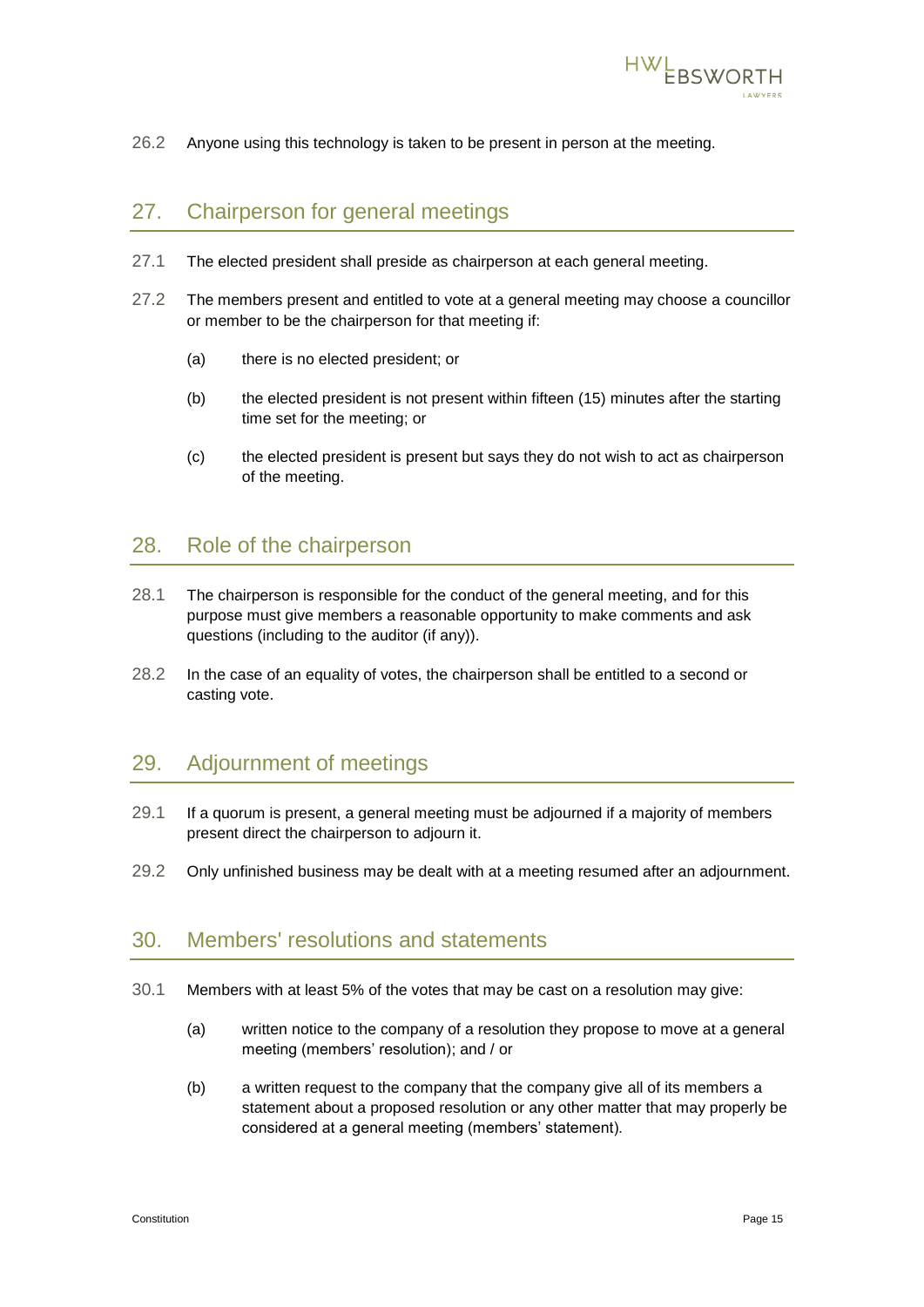26.2 Anyone using this technology is taken to be present in person at the meeting.

## 27. Chairperson for general meetings

27.1 The elected president shall preside as chairperson at each general meeting.

27.2 The members present and entitled to vote at a general meeting may choose a councillor or member to be the chairperson for that meeting if:

(a) there is no elected president; or

(b) the elected president is not present within fifteen (15) minutes after the starting time set for the meeting; or

(c) the elected president is present but says they do not wish to act as chairperson of the meeting.

## 28. Role of the chairperson

28.1 The chairperson is responsible for the conduct of the general meeting, and for this purpose must give members a reasonable opportunity to make comments and ask questions (including to the auditor (if any)).

28.2 In the case of an equality of votes, the chairperson shall be entitled to a second or casting vote.

## 29. Adjournment of meetings

29.1 If a quorum is present, a general meeting must be adjourned if a majority of members present direct the chairperson to adjourn it.

29.2 Only unfinished business may be dealt with at a meeting resumed after an adjournment.

## 30. Members' resolutions and statements

30.1 Members with at least 5% of the votes that may be cast on a resolution may give:

(a) written notice to the company of a resolution they propose to move at a general meeting (members' resolution); and / or

(b) a written request to the company that the company give all of its members a statement about a proposed resolution or any other matter that may properly be considered at a general meeting (members' statement).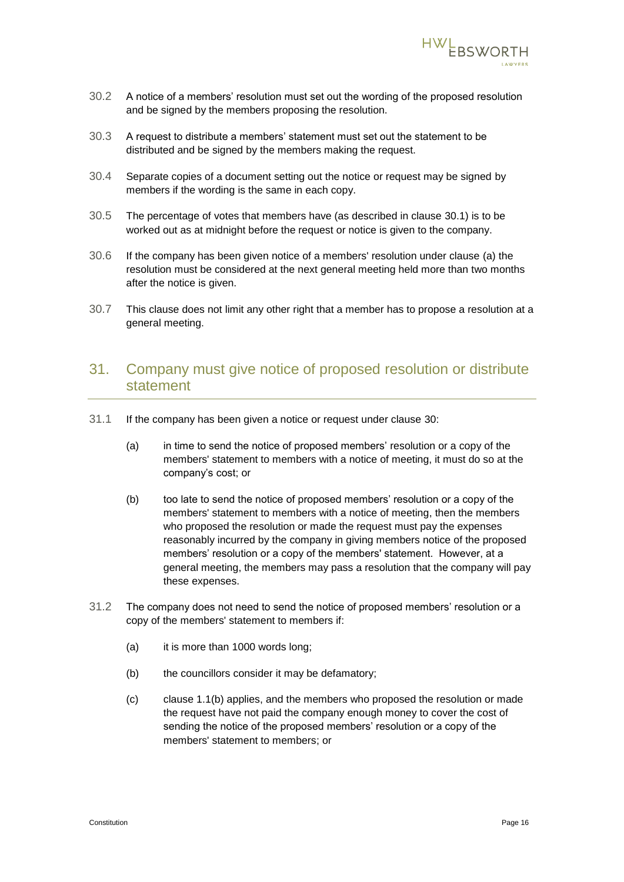30.2 A notice of a members' resolution must set out the wording of the proposed resolution and be signed by the members proposing the resolution.

30.3 A request to distribute a members' statement must set out the statement to be distributed and be signed by the members making the request.

30.4 Separate copies of a document setting out the notice or request may be signed by members if the wording is the same in each copy.

30.5 The percentage of votes that members have (as described in clause 30.1) is to be worked out as at midnight before the request or notice is given to the company.

30.6 If the company has been given notice of a members' resolution under clause (a) the resolution must be considered at the next general meeting held more than two months after the notice is given.

30.7 This clause does not limit any other right that a member has to propose a resolution at a general meeting.

## 31. Company must give notice of proposed resolution or distribute statement

31.1 If the company has been given a notice or request under clause 30:

(a) in time to send the notice of proposed members' resolution or a copy of the members' statement to members with a notice of meeting, it must do so at the company's cost; or

(b) too late to send the notice of proposed members' resolution or a copy of the members' statement to members with a notice of meeting, then the members who proposed the resolution or made the request must pay the expenses reasonably incurred by the company in giving members notice of the proposed members' resolution or a copy of the members' statement. However, at a general meeting, the members may pass a resolution that the company will pay these expenses.

31.2 The company does not need to send the notice of proposed members' resolution or a copy of the members' statement to members if:

(a) it is more than 1000 words long;

(b) the councillors consider it may be defamatory;

(c) clause 1.1(b) applies, and the members who proposed the resolution or made the request have not paid the company enough money to cover the cost of sending the notice of the proposed members' resolution or a copy of the members' statement to members; or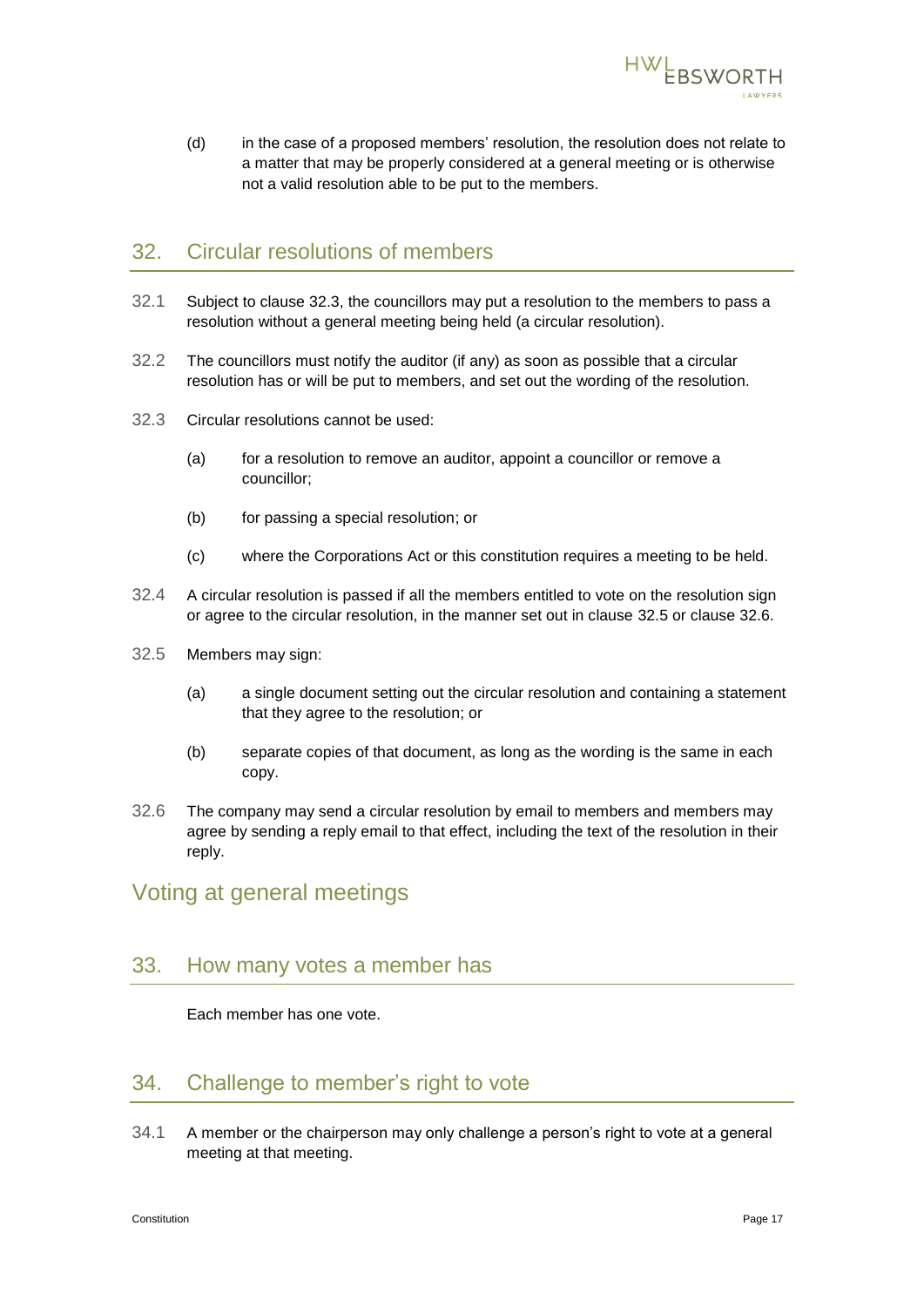(d) in the case of a proposed members' resolution, the resolution does not relate to a matter that may be properly considered at a general meeting or is otherwise not a valid resolution able to be put to the members.

## 32. Circular resolutions of members

32.1 Subject to clause 32.3, the councillors may put a resolution to the members to pass a resolution without a general meeting being held (a circular resolution).

32.2 The councillors must notify the auditor (if any) as soon as possible that a circular resolution has or will be put to members, and set out the wording of the resolution.

32.3 Circular resolutions cannot be used:

(a) for a resolution to remove an auditor, appoint a councillor or remove a councillor;

(b) for passing a special resolution; or

(c) where the Corporations Act or this constitution requires a meeting to be held.

32.4 A circular resolution is passed if all the members entitled to vote on the resolution sign or agree to the circular resolution, in the manner set out in clause 32.5 or clause 32.6.

32.5 Members may sign:

(a) a single document setting out the circular resolution and containing a statement that they agree to the resolution; or

(b) separate copies of that document, as long as the wording is the same in each copy.

32.6 The company may send a circular resolution by email to members and members may agree by sending a reply email to that effect, including the text of the resolution in their reply.

# Voting at general meetings

## 33. How many votes a member has

Each member has one vote.

## 34. Challenge to member's right to vote

34.1 A member or the chairperson may only challenge a person's right to vote at a general meeting at that meeting.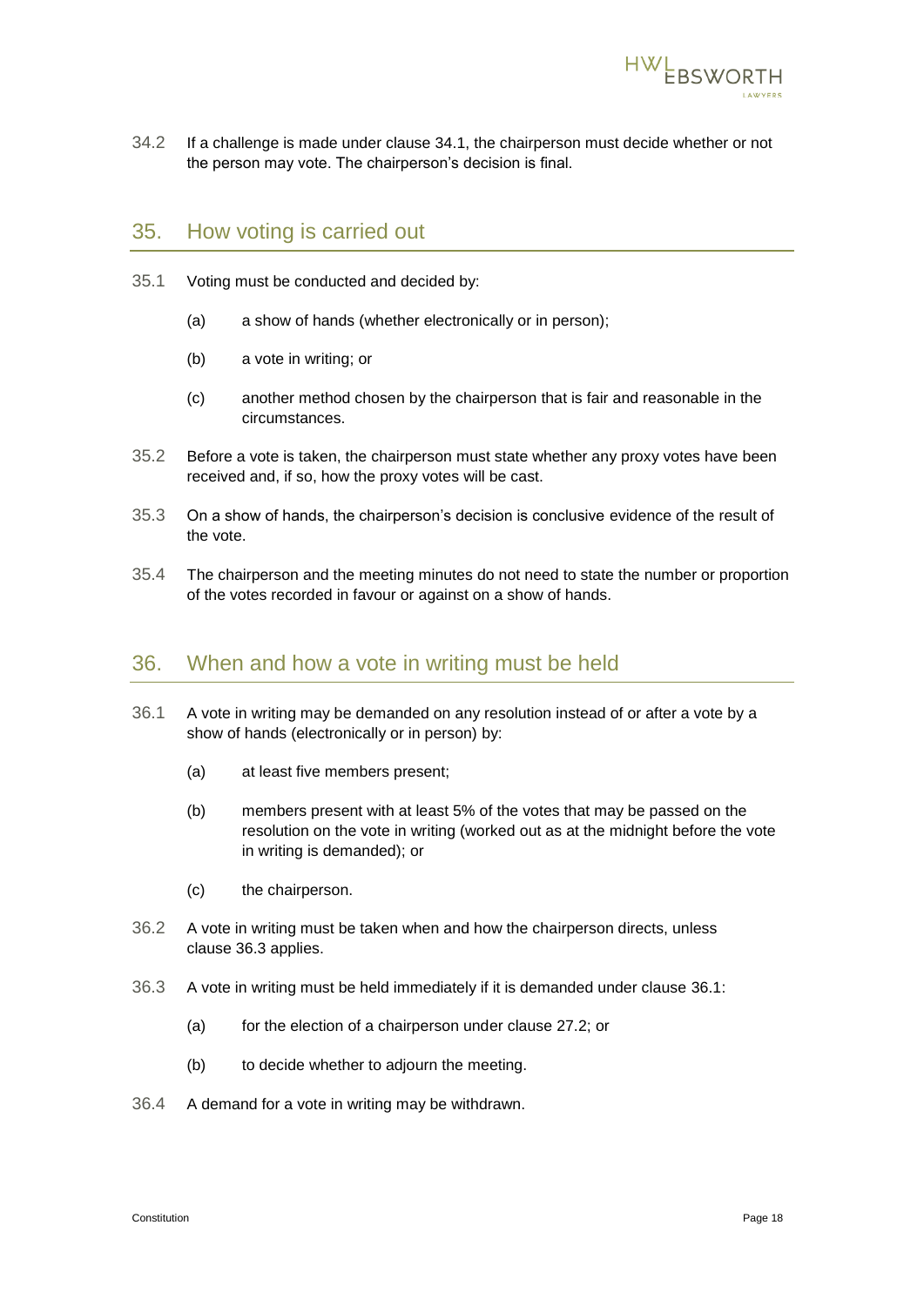34.2 If a challenge is made under clause 34.1, the chairperson must decide whether or not the person may vote. The chairperson's decision is final.

## 35. How voting is carried out

35.1 Voting must be conducted and decided by:

(a) a show of hands (whether electronically or in person);

(b) a vote in writing; or

(c) another method chosen by the chairperson that is fair and reasonable in the circumstances.

35.2 Before a vote is taken, the chairperson must state whether any proxy votes have been received and, if so, how the proxy votes will be cast.

35.3 On a show of hands, the chairperson's decision is conclusive evidence of the result of the vote.

35.4 The chairperson and the meeting minutes do not need to state the number or proportion of the votes recorded in favour or against on a show of hands.

## 36. When and how a vote in writing must be held

36.1 A vote in writing may be demanded on any resolution instead of or after a vote by a show of hands (electronically or in person) by:

(a) at least five members present;

(b) members present with at least 5% of the votes that may be passed on the resolution on the vote in writing (worked out as at the midnight before the vote in writing is demanded); or

(c) the chairperson.

36.2 A vote in writing must be taken when and how the chairperson directs, unless clause 36.3 applies.

36.3 A vote in writing must be held immediately if it is demanded under clause 36.1:

(a) for the election of a chairperson under clause 27.2; or

(b) to decide whether to adjourn the meeting.

36.4 A demand for a vote in writing may be withdrawn.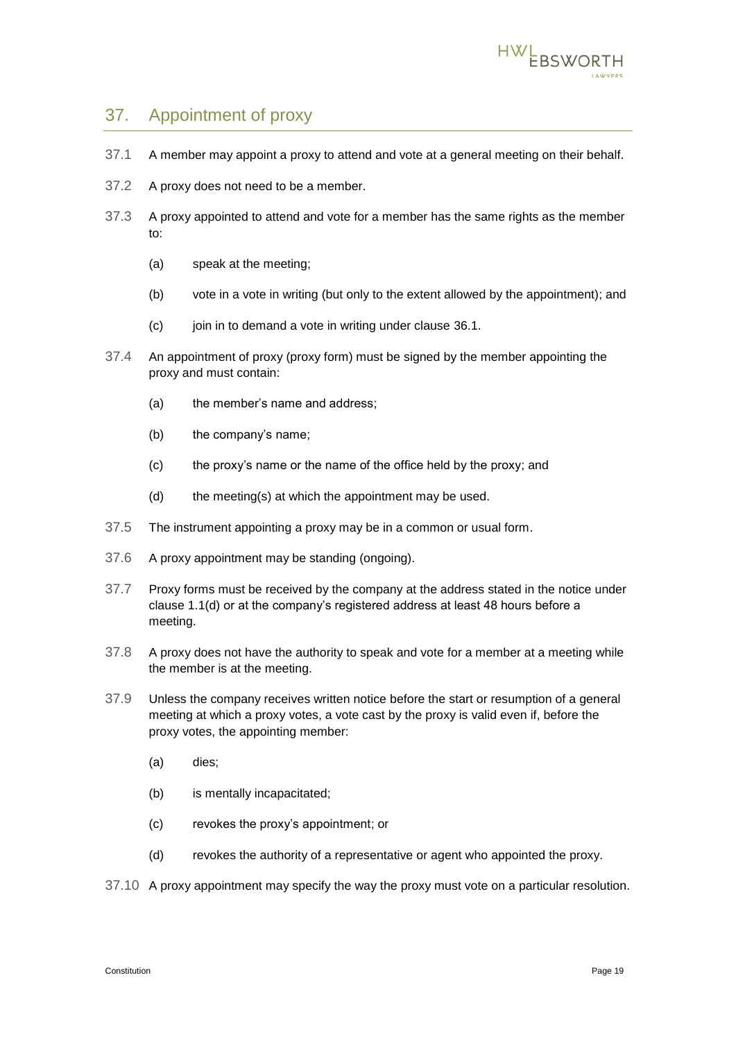## 37. Appointment of proxy

37.1 A member may appoint a proxy to attend and vote at a general meeting on their behalf.

37.2 A proxy does not need to be a member.

37.3 A proxy appointed to attend and vote for a member has the same rights as the member to:

(a) speak at the meeting;

(b) vote in a vote in writing (but only to the extent allowed by the appointment); and

(c) join in to demand a vote in writing under clause 36.1.

37.4 An appointment of proxy (proxy form) must be signed by the member appointing the proxy and must contain:

(a) the member's name and address;

(b) the company's name;

(c) the proxy's name or the name of the office held by the proxy; and

(d) the meeting(s) at which the appointment may be used.

37.5 The instrument appointing a proxy may be in a common or usual form.

37.6 A proxy appointment may be standing (ongoing).

37.7 Proxy forms must be received by the company at the address stated in the notice under clause 1.1(d) or at the company's registered address at least 48 hours before a meeting.

37.8 A proxy does not have the authority to speak and vote for a member at a meeting while the member is at the meeting.

37.9 Unless the company receives written notice before the start or resumption of a general meeting at which a proxy votes, a vote cast by the proxy is valid even if, before the proxy votes, the appointing member:

(a) dies;

(b) is mentally incapacitated;

(c) revokes the proxy's appointment; or

(d) revokes the authority of a representative or agent who appointed the proxy.

37.10 A proxy appointment may specify the way the proxy must vote on a particular resolution.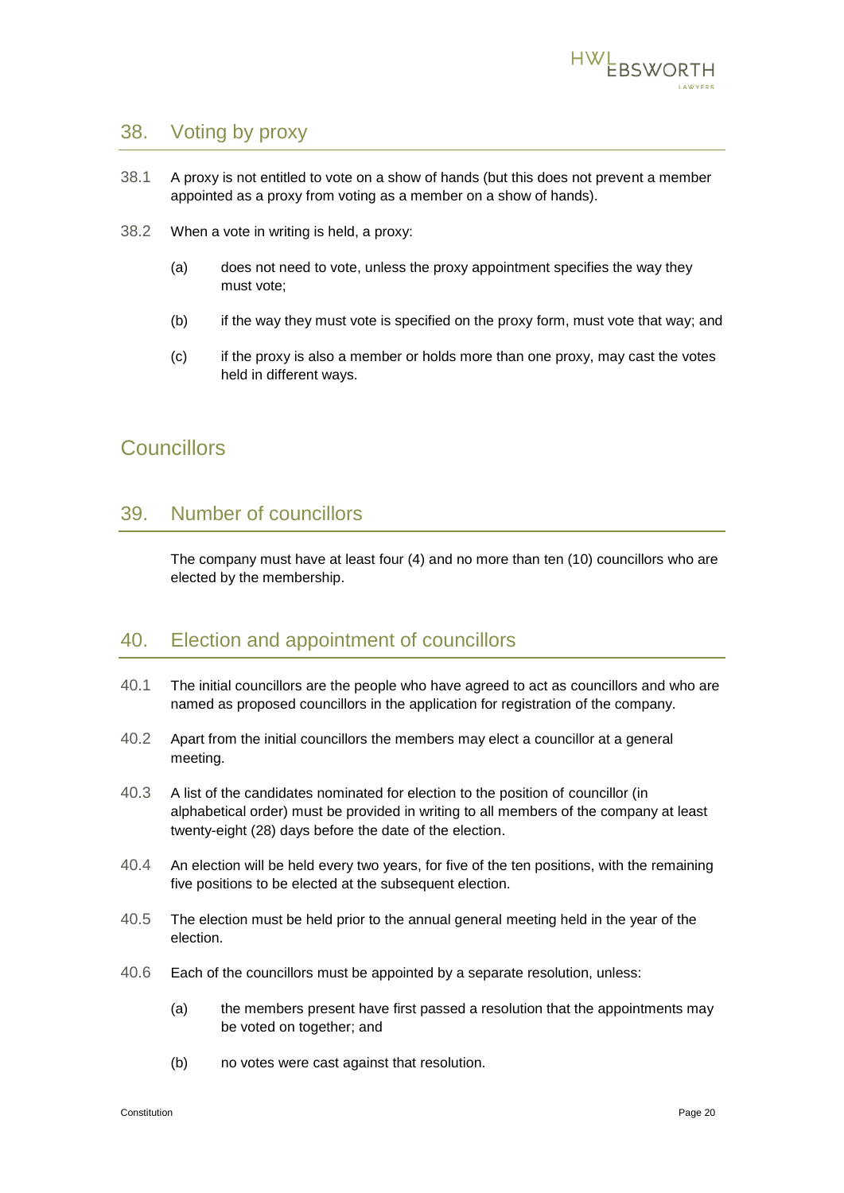## 38. Voting by proxy

38.1 A proxy is not entitled to vote on a show of hands (but this does not prevent a member appointed as a proxy from voting as a member on a show of hands).

38.2 When a vote in writing is held, a proxy:

(a) does not need to vote, unless the proxy appointment specifies the way they must vote;

(b) if the way they must vote is specified on the proxy form, must vote that way; and

(c) if the proxy is also a member or holds more than one proxy, may cast the votes held in different ways.

# Councillors

## 39. Number of councillors

The company must have at least four (4) and no more than ten (10) councillors who are elected by the membership.

## 40. Election and appointment of councillors

40.1 The initial councillors are the people who have agreed to act as councillors and who are named as proposed councillors in the application for registration of the company.

40.2 Apart from the initial councillors the members may elect a councillor at a general meeting.

40.3 A list of the candidates nominated for election to the position of councillor (in alphabetical order) must be provided in writing to all members of the company at least twenty-eight (28) days before the date of the election.

40.4 An election will be held every two years, for five of the ten positions, with the remaining five positions to be elected at the subsequent election.

40.5 The election must be held prior to the annual general meeting held in the year of the election.

40.6 Each of the councillors must be appointed by a separate resolution, unless:

(a) the members present have first passed a resolution that the appointments may be voted on together; and

(b) no votes were cast against that resolution.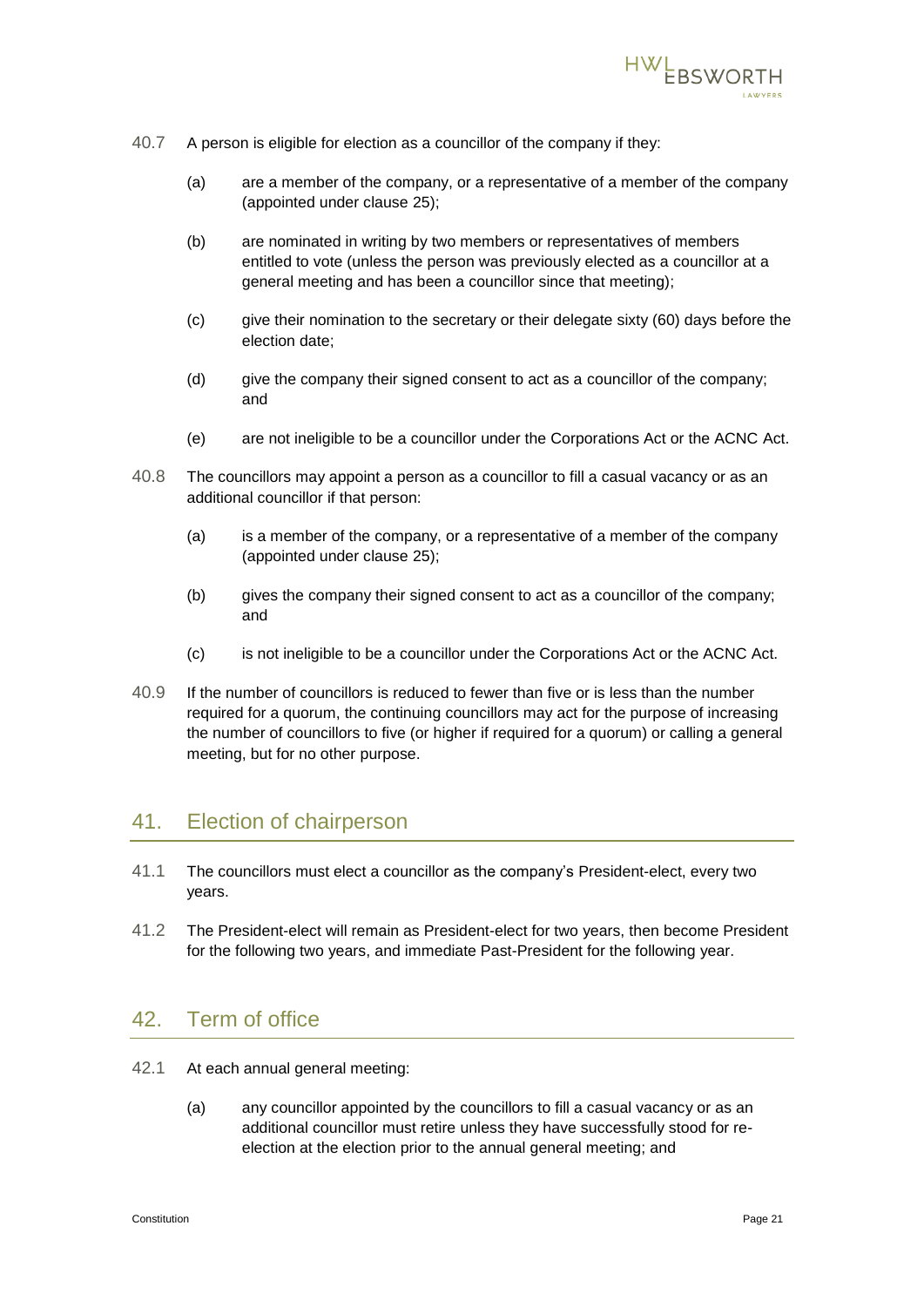40.7 A person is eligible for election as a councillor of the company if they:

(a) are a member of the company, or a representative of a member of the company (appointed under clause 25);

(b) are nominated in writing by two members or representatives of members entitled to vote (unless the person was previously elected as a councillor at a general meeting and has been a councillor since that meeting);

(c) give their nomination to the secretary or their delegate sixty (60) days before the election date;

(d) give the company their signed consent to act as a councillor of the company; and

(e) are not ineligible to be a councillor under the Corporations Act or the ACNC Act.

40.8 The councillors may appoint a person as a councillor to fill a casual vacancy or as an additional councillor if that person:

(a) is a member of the company, or a representative of a member of the company (appointed under clause 25);

(b) gives the company their signed consent to act as a councillor of the company; and

(c) is not ineligible to be a councillor under the Corporations Act or the ACNC Act.

40.9 If the number of councillors is reduced to fewer than five or is less than the number required for a quorum, the continuing councillors may act for the purpose of increasing the number of councillors to five (or higher if required for a quorum) or calling a general meeting, but for no other purpose.

## 41. Election of chairperson

41.1 The councillors must elect a councillor as the company's President-elect, every two years.

41.2 The President-elect will remain as President-elect for two years, then become President for the following two years, and immediate Past-President for the following year.

## 42. Term of office

42.1 At each annual general meeting:

(a) any councillor appointed by the councillors to fill a casual vacancy or as an additional councillor must retire unless they have successfully stood for re-election at the election prior to the annual general meeting; and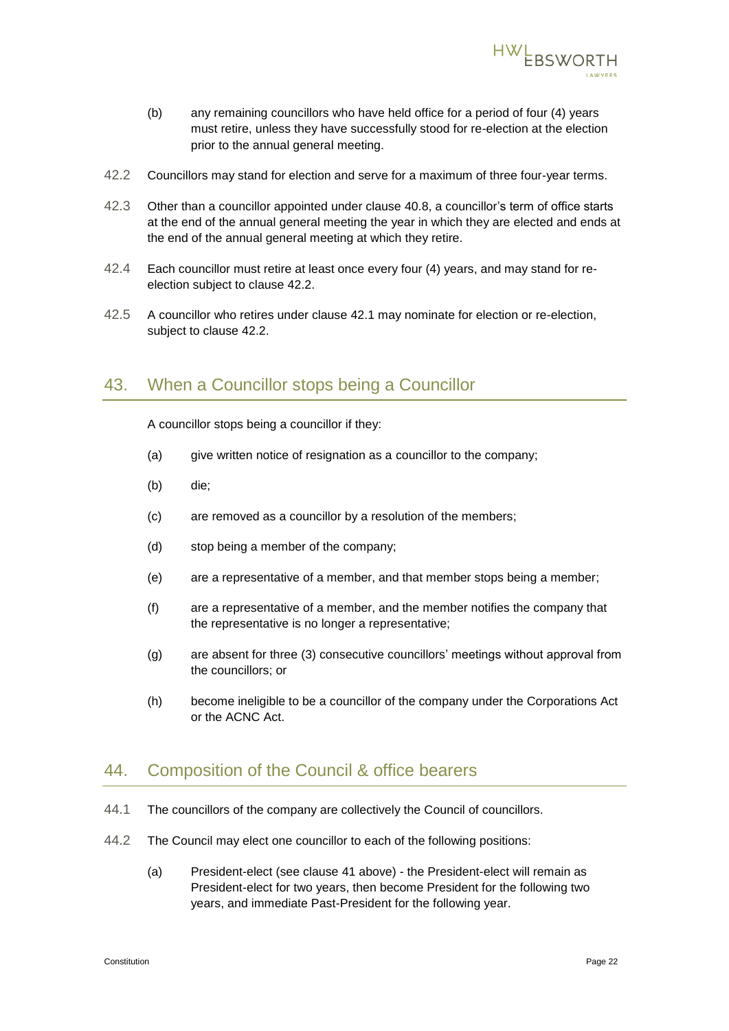(b) any remaining councillors who have held office for a period of four (4) years must retire, unless they have successfully stood for re-election at the election prior to the annual general meeting.

42.2 Councillors may stand for election and serve for a maximum of three four-year terms.

42.3 Other than a councillor appointed under clause 40.8, a councillor's term of office starts at the end of the annual general meeting the year in which they are elected and ends at the end of the annual general meeting at which they retire.

42.4 Each councillor must retire at least once every four (4) years, and may stand for re-election subject to clause 42.2.

42.5 A councillor who retires under clause 42.1 may nominate for election or re-election, subject to clause 42.2.

## 43. When a Councillor stops being a Councillor

A councillor stops being a councillor if they:

(a) give written notice of resignation as a councillor to the company;

(b) die;

(c) are removed as a councillor by a resolution of the members;

(d) stop being a member of the company;

(e) are a representative of a member, and that member stops being a member;

(f) are a representative of a member, and the member notifies the company that the representative is no longer a representative;

(g) are absent for three (3) consecutive councillors' meetings without approval from the councillors; or

(h) become ineligible to be a councillor of the company under the Corporations Act or the ACNC Act.

## 44. Composition of the Council & office bearers

44.1 The councillors of the company are collectively the Council of councillors.

44.2 The Council may elect one councillor to each of the following positions:

(a) President-elect (see clause 41 above) - the President-elect will remain as President-elect for two years, then become President for the following two years, and immediate Past-President for the following year.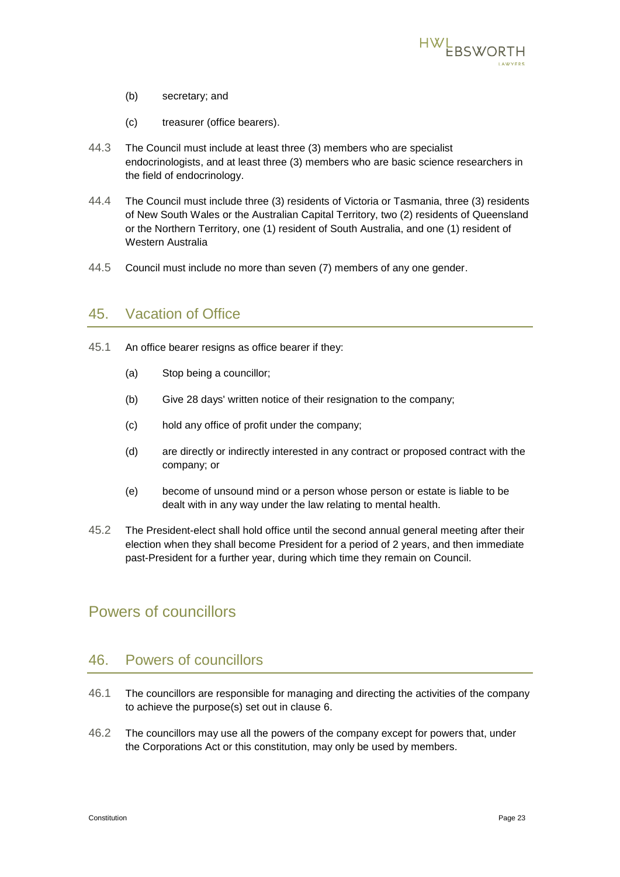(b) secretary; and

(c) treasurer (office bearers).

44.3 The Council must include at least three (3) members who are specialist endocrinologists, and at least three (3) members who are basic science researchers in the field of endocrinology.

44.4 The Council must include three (3) residents of Victoria or Tasmania, three (3) residents of New South Wales or the Australian Capital Territory, two (2) residents of Queensland or the Northern Territory, one (1) resident of South Australia, and one (1) resident of Western Australia

44.5 Council must include no more than seven (7) members of any one gender.

## 45. Vacation of Office

45.1 An office bearer resigns as office bearer if they:

(a) Stop being a councillor;

(b) Give 28 days' written notice of their resignation to the company;

(c) hold any office of profit under the company;

(d) are directly or indirectly interested in any contract or proposed contract with the company; or

(e) become of unsound mind or a person whose person or estate is liable to be dealt with in any way under the law relating to mental health.

45.2 The President-elect shall hold office until the second annual general meeting after their election when they shall become President for a period of 2 years, and then immediate past-President for a further year, during which time they remain on Council.

# Powers of councillors

## 46. Powers of councillors

46.1 The councillors are responsible for managing and directing the activities of the company to achieve the purpose(s) set out in clause 6.

46.2 The councillors may use all the powers of the company except for powers that, under the Corporations Act or this constitution, may only be used by members.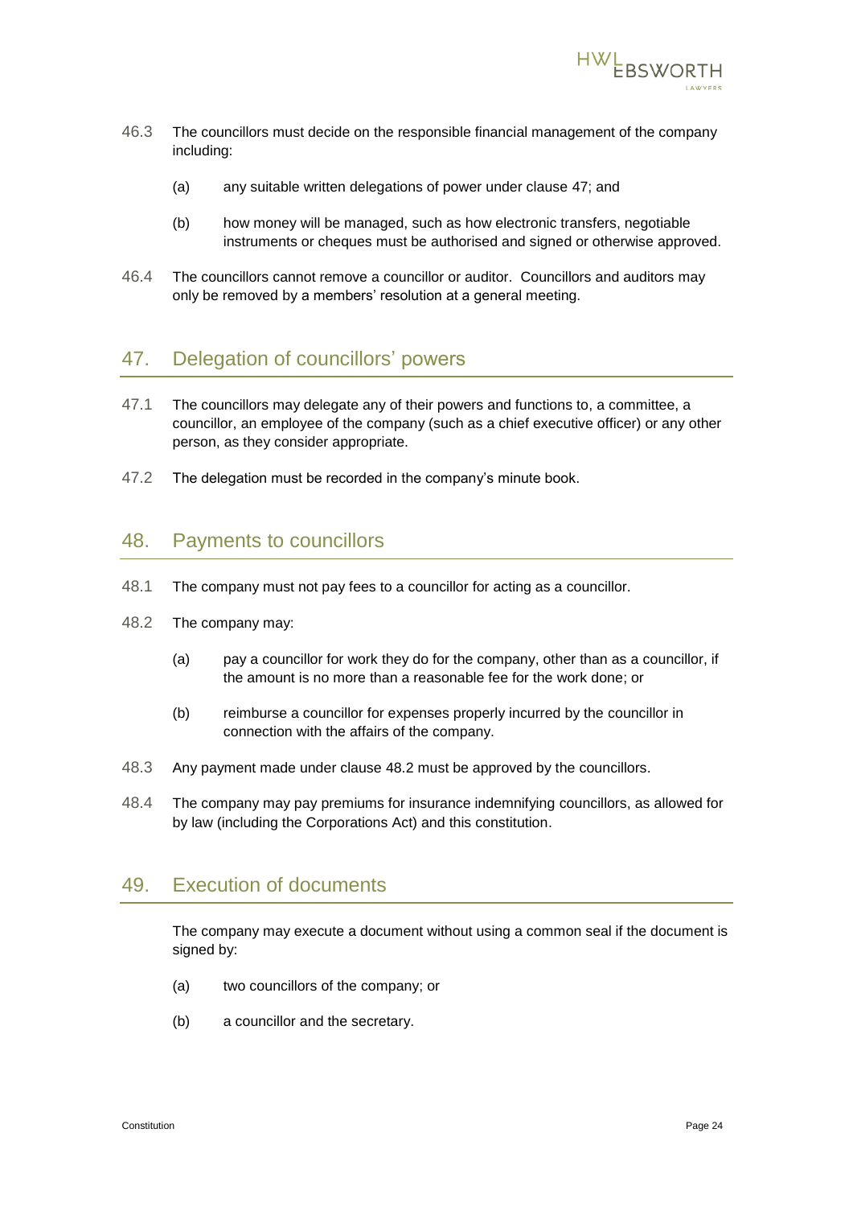46.3 The councillors must decide on the responsible financial management of the company including:

(a) any suitable written delegations of power under clause 47; and

(b) how money will be managed, such as how electronic transfers, negotiable instruments or cheques must be authorised and signed or otherwise approved.

46.4 The councillors cannot remove a councillor or auditor. Councillors and auditors may only be removed by a members' resolution at a general meeting.

## 47. Delegation of councillors' powers

47.1 The councillors may delegate any of their powers and functions to, a committee, a councillor, an employee of the company (such as a chief executive officer) or any other person, as they consider appropriate.

47.2 The delegation must be recorded in the company's minute book.

## 48. Payments to councillors

48.1 The company must not pay fees to a councillor for acting as a councillor.

48.2 The company may:

(a) pay a councillor for work they do for the company, other than as a councillor, if the amount is no more than a reasonable fee for the work done; or

(b) reimburse a councillor for expenses properly incurred by the councillor in connection with the affairs of the company.

48.3 Any payment made under clause 48.2 must be approved by the councillors.

48.4 The company may pay premiums for insurance indemnifying councillors, as allowed for by law (including the Corporations Act) and this constitution.

## 49. Execution of documents

The company may execute a document without using a common seal if the document is signed by:

(a) two councillors of the company; or

(b) a councillor and the secretary.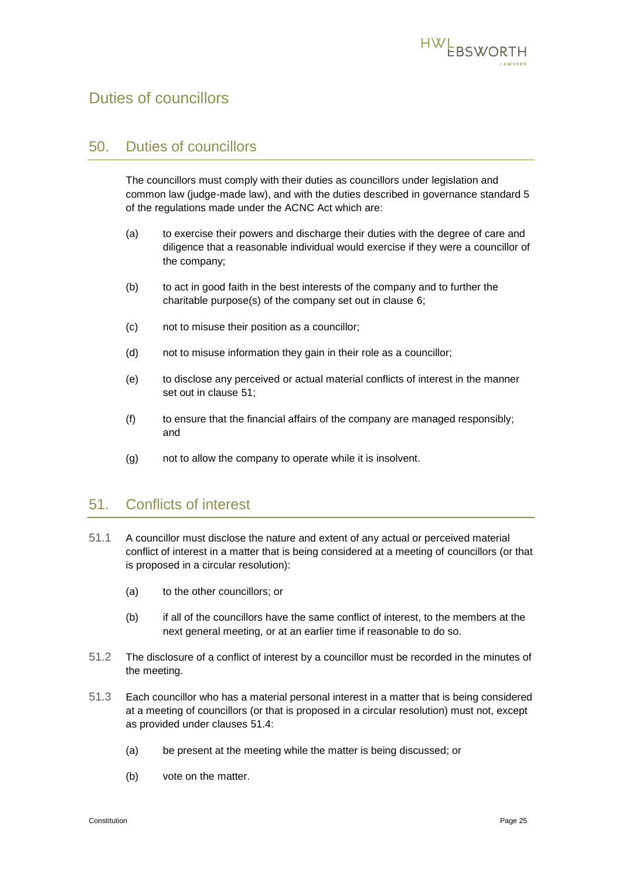# Duties of councillors

## 50. Duties of councillors

The councillors must comply with their duties as councillors under legislation and common law (judge-made law), and with the duties described in governance standard 5 of the regulations made under the ACNC Act which are:

(a) to exercise their powers and discharge their duties with the degree of care and diligence that a reasonable individual would exercise if they were a councillor of the company;

(b) to act in good faith in the best interests of the company and to further the charitable purpose(s) of the company set out in clause 6;

(c) not to misuse their position as a councillor;

(d) not to misuse information they gain in their role as a councillor;

(e) to disclose any perceived or actual material conflicts of interest in the manner set out in clause 51;

(f) to ensure that the financial affairs of the company are managed responsibly; and

(g) not to allow the company to operate while it is insolvent.

## 51. Conflicts of interest

51.1 A councillor must disclose the nature and extent of any actual or perceived material conflict of interest in a matter that is being considered at a meeting of councillors (or that is proposed in a circular resolution):

(a) to the other councillors; or

(b) if all of the councillors have the same conflict of interest, to the members at the next general meeting, or at an earlier time if reasonable to do so.

51.2 The disclosure of a conflict of interest by a councillor must be recorded in the minutes of the meeting.

51.3 Each councillor who has a material personal interest in a matter that is being considered at a meeting of councillors (or that is proposed in a circular resolution) must not, except as provided under clauses 51.4:

(a) be present at the meeting while the matter is being discussed; or

(b) vote on the matter.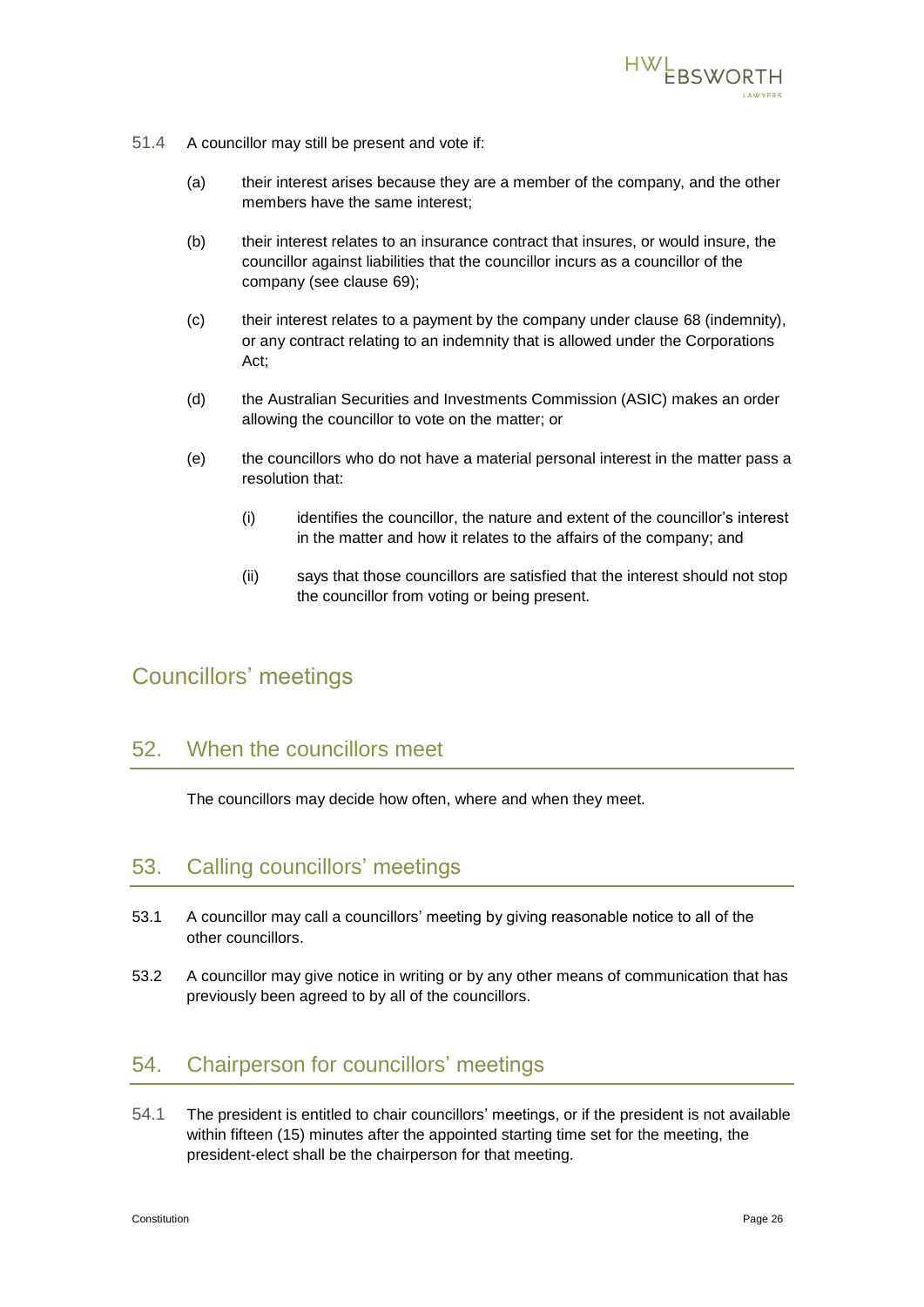51.4 A councillor may still be present and vote if:

(a) their interest arises because they are a member of the company, and the other members have the same interest;

(b) their interest relates to an insurance contract that insures, or would insure, the councillor against liabilities that the councillor incurs as a councillor of the company (see clause 69);

(c) their interest relates to a payment by the company under clause 68 (indemnity), or any contract relating to an indemnity that is allowed under the Corporations Act;

(d) the Australian Securities and Investments Commission (ASIC) makes an order allowing the councillor to vote on the matter; or

(e) the councillors who do not have a material personal interest in the matter pass a resolution that:

(i) identifies the councillor, the nature and extent of the councillor's interest in the matter and how it relates to the affairs of the company; and

(ii) says that those councillors are satisfied that the interest should not stop the councillor from voting or being present.

# Councillors' meetings

## 52. When the councillors meet

The councillors may decide how often, where and when they meet.

## 53. Calling councillors' meetings

53.1 A councillor may call a councillors' meeting by giving reasonable notice to all of the other councillors.

53.2 A councillor may give notice in writing or by any other means of communication that has previously been agreed to by all of the councillors.

## 54. Chairperson for councillors' meetings

54.1 The president is entitled to chair councillors' meetings, or if the president is not available within fifteen (15) minutes after the appointed starting time set for the meeting, the president-elect shall be the chairperson for that meeting.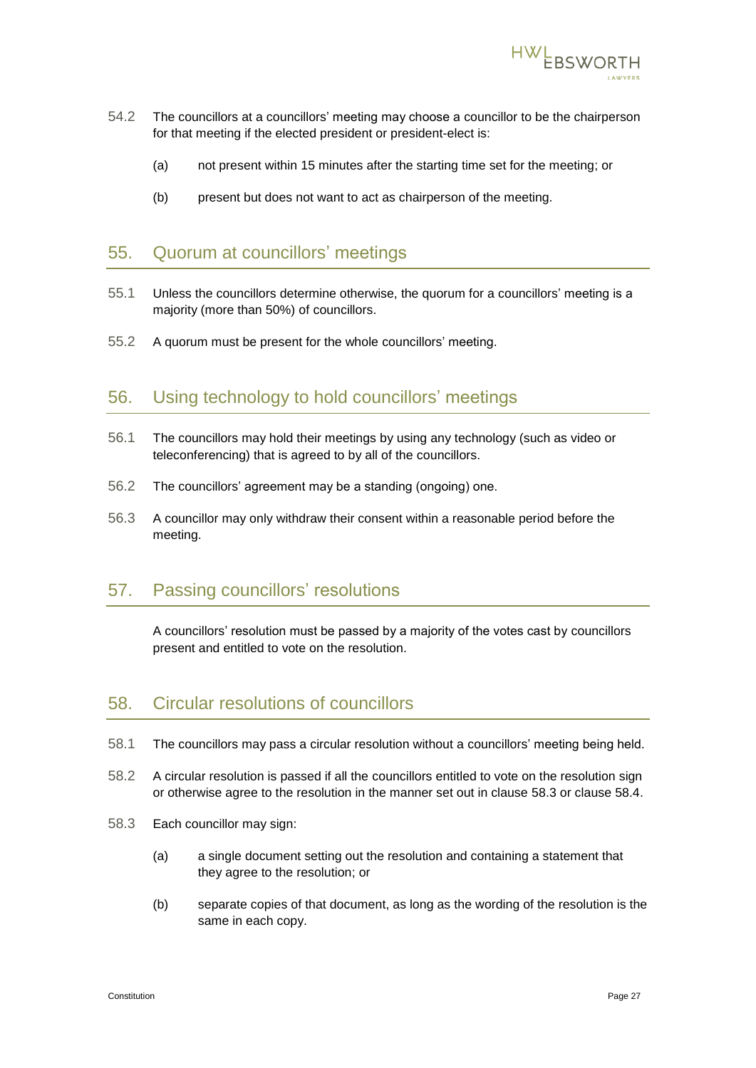54.2 The councillors at a councillors' meeting may choose a councillor to be the chairperson for that meeting if the elected president or president-elect is:

(a) not present within 15 minutes after the starting time set for the meeting; or

(b) present but does not want to act as chairperson of the meeting.

## 55. Quorum at councillors' meetings

55.1 Unless the councillors determine otherwise, the quorum for a councillors' meeting is a majority (more than 50%) of councillors.

55.2 A quorum must be present for the whole councillors' meeting.

## 56. Using technology to hold councillors' meetings

56.1 The councillors may hold their meetings by using any technology (such as video or teleconferencing) that is agreed to by all of the councillors.

56.2 The councillors' agreement may be a standing (ongoing) one.

56.3 A councillor may only withdraw their consent within a reasonable period before the meeting.

## 57. Passing councillors' resolutions

A councillors' resolution must be passed by a majority of the votes cast by councillors present and entitled to vote on the resolution.

## 58. Circular resolutions of councillors

58.1 The councillors may pass a circular resolution without a councillors' meeting being held.

58.2 A circular resolution is passed if all the councillors entitled to vote on the resolution sign or otherwise agree to the resolution in the manner set out in clause 58.3 or clause 58.4.

58.3 Each councillor may sign:

(a) a single document setting out the resolution and containing a statement that they agree to the resolution; or

(b) separate copies of that document, as long as the wording of the resolution is the same in each copy.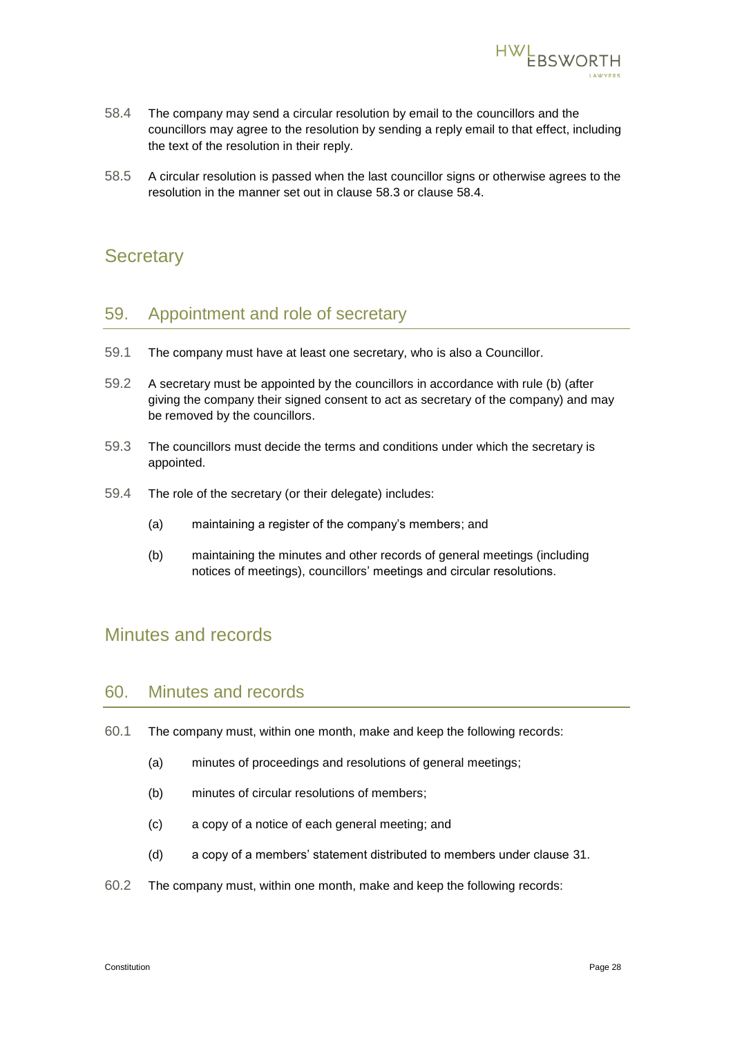58.4 The company may send a circular resolution by email to the councillors and the councillors may agree to the resolution by sending a reply email to that effect, including the text of the resolution in their reply.

58.5 A circular resolution is passed when the last councillor signs or otherwise agrees to the resolution in the manner set out in clause 58.3 or clause 58.4.

# Secretary

## 59. Appointment and role of secretary

59.1 The company must have at least one secretary, who is also a Councillor.

59.2 A secretary must be appointed by the councillors in accordance with rule (b) (after giving the company their signed consent to act as secretary of the company) and may be removed by the councillors.

59.3 The councillors must decide the terms and conditions under which the secretary is appointed.

59.4 The role of the secretary (or their delegate) includes:

(a) maintaining a register of the company's members; and

(b) maintaining the minutes and other records of general meetings (including notices of meetings), councillors' meetings and circular resolutions.

# Minutes and records

## 60. Minutes and records

60.1 The company must, within one month, make and keep the following records:

(a) minutes of proceedings and resolutions of general meetings;

(b) minutes of circular resolutions of members;

(c) a copy of a notice of each general meeting; and

(d) a copy of a members' statement distributed to members under clause 31.

60.2 The company must, within one month, make and keep the following records: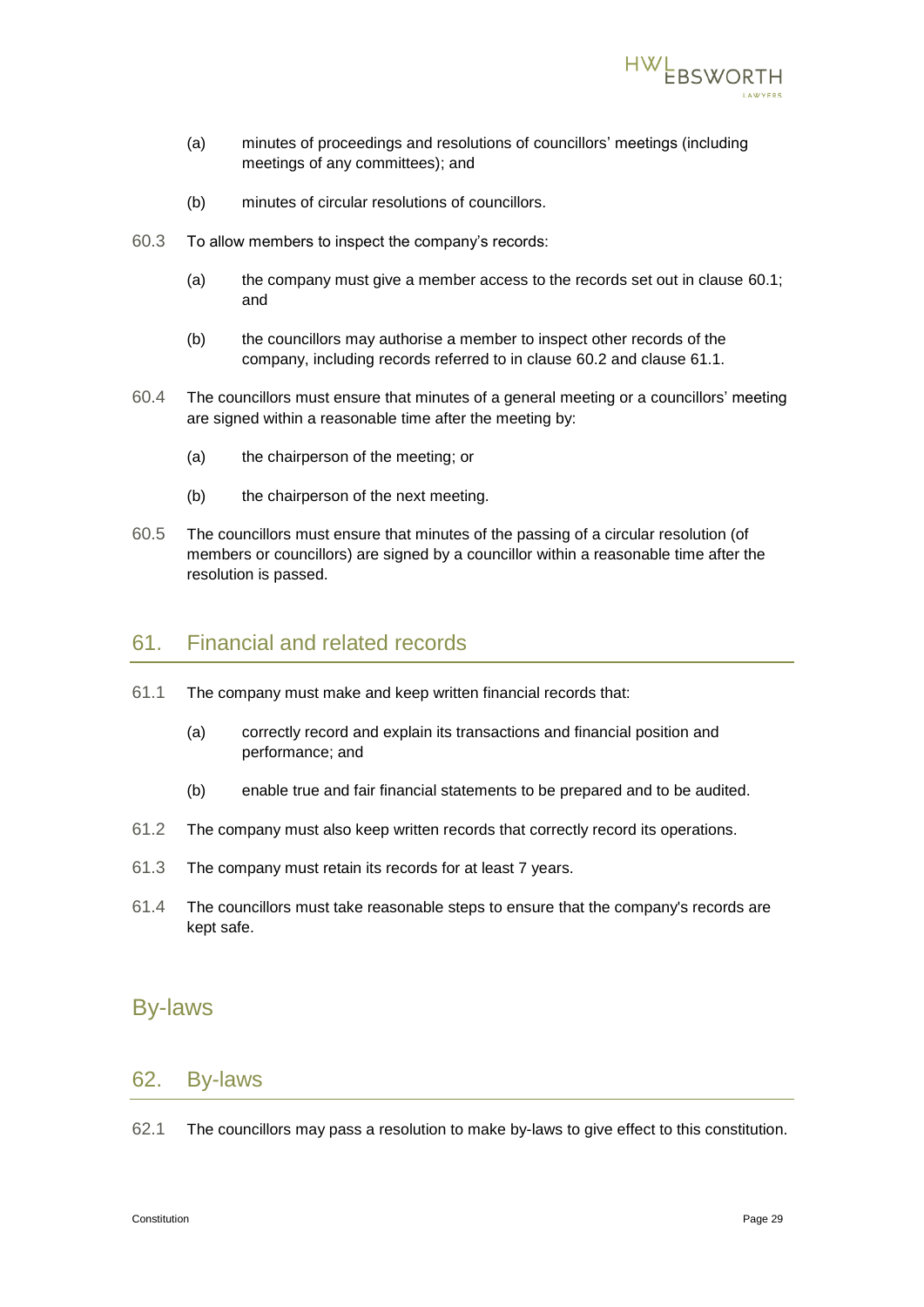(a) minutes of proceedings and resolutions of councillors' meetings (including meetings of any committees); and

(b) minutes of circular resolutions of councillors.

60.3 To allow members to inspect the company's records:

(a) the company must give a member access to the records set out in clause 60.1; and

(b) the councillors may authorise a member to inspect other records of the company, including records referred to in clause 60.2 and clause 61.1.

60.4 The councillors must ensure that minutes of a general meeting or a councillors' meeting are signed within a reasonable time after the meeting by:

(a) the chairperson of the meeting; or

(b) the chairperson of the next meeting.

60.5 The councillors must ensure that minutes of the passing of a circular resolution (of members or councillors) are signed by a councillor within a reasonable time after the resolution is passed.

## 61. Financial and related records

61.1 The company must make and keep written financial records that:

(a) correctly record and explain its transactions and financial position and performance; and

(b) enable true and fair financial statements to be prepared and to be audited.

61.2 The company must also keep written records that correctly record its operations.

61.3 The company must retain its records for at least 7 years.

61.4 The councillors must take reasonable steps to ensure that the company's records are kept safe.

# By-laws

## 62. By-laws

62.1 The councillors may pass a resolution to make by-laws to give effect to this constitution.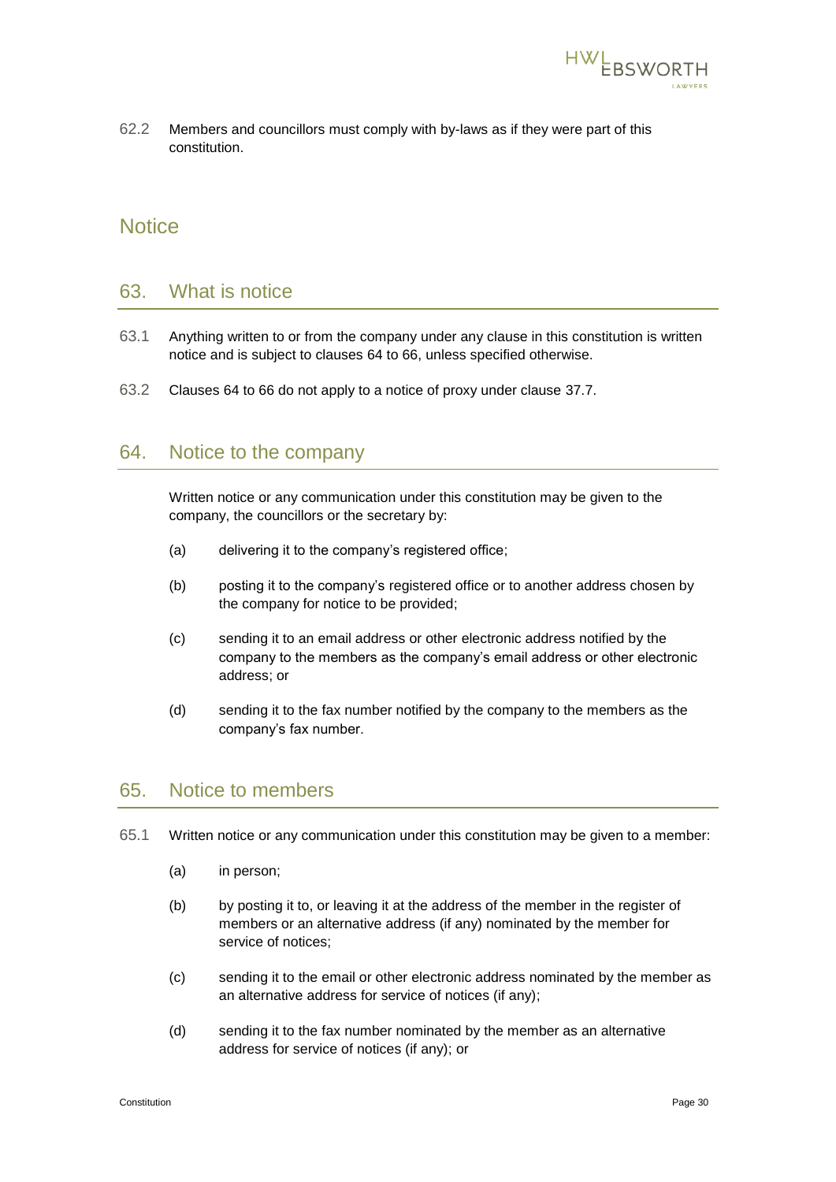62.2 Members and councillors must comply with by-laws as if they were part of this constitution.

# Notice

## 63. What is notice

63.1 Anything written to or from the company under any clause in this constitution is written notice and is subject to clauses 64 to 66, unless specified otherwise.

63.2 Clauses 64 to 66 do not apply to a notice of proxy under clause 37.7.

## 64. Notice to the company

Written notice or any communication under this constitution may be given to the company, the councillors or the secretary by:

(a) delivering it to the company's registered office;

(b) posting it to the company's registered office or to another address chosen by the company for notice to be provided;

(c) sending it to an email address or other electronic address notified by the company to the members as the company's email address or other electronic address; or

(d) sending it to the fax number notified by the company to the members as the company's fax number.

## 65. Notice to members

65.1 Written notice or any communication under this constitution may be given to a member:

(a) in person;

(b) by posting it to, or leaving it at the address of the member in the register of members or an alternative address (if any) nominated by the member for service of notices;

(c) sending it to the email or other electronic address nominated by the member as an alternative address for service of notices (if any);

(d) sending it to the fax number nominated by the member as an alternative address for service of notices (if any); or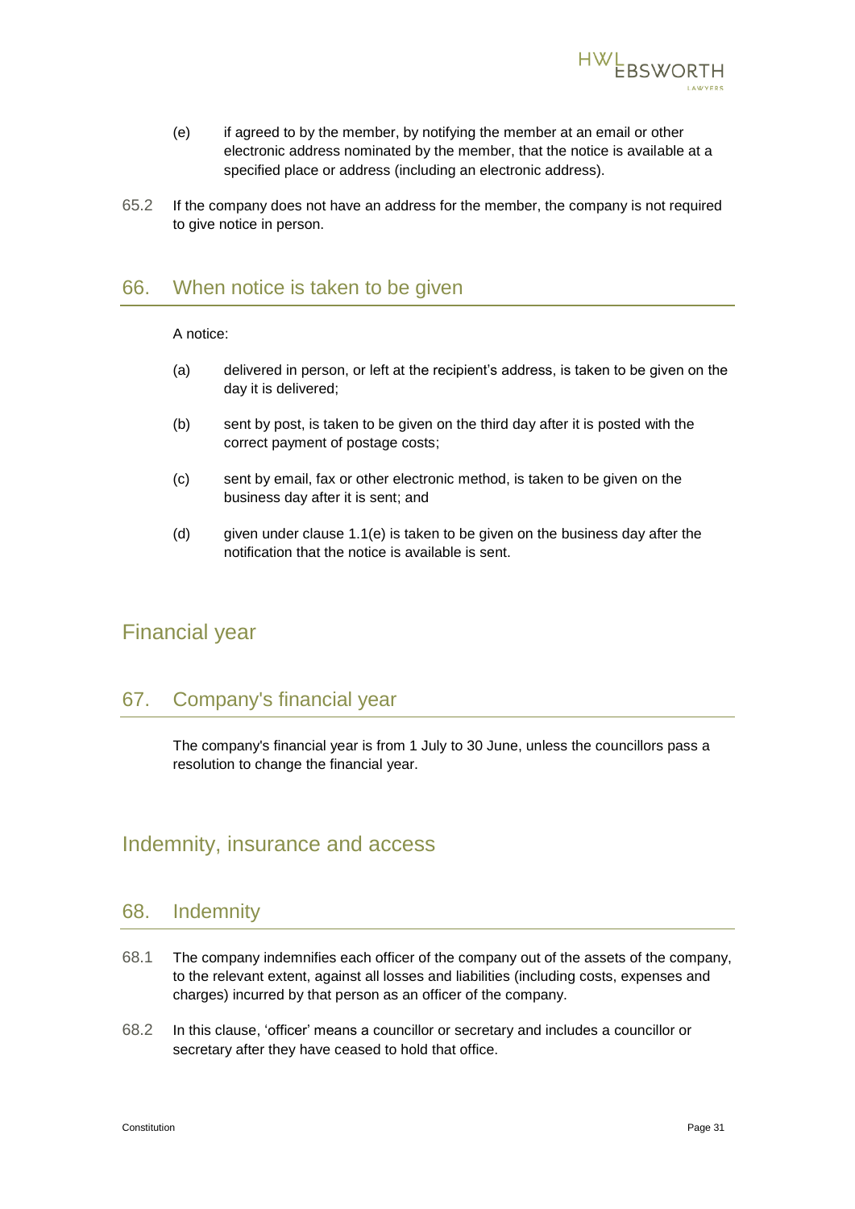(e) if agreed to by the member, by notifying the member at an email or other electronic address nominated by the member, that the notice is available at a specified place or address (including an electronic address).

65.2 If the company does not have an address for the member, the company is not required to give notice in person.

## 66. When notice is taken to be given

A notice:

(a) delivered in person, or left at the recipient's address, is taken to be given on the day it is delivered;

(b) sent by post, is taken to be given on the third day after it is posted with the correct payment of postage costs;

(c) sent by email, fax or other electronic method, is taken to be given on the business day after it is sent; and

(d) given under clause 1.1(e) is taken to be given on the business day after the notification that the notice is available is sent.

# Financial year

## 67. Company's financial year

The company's financial year is from 1 July to 30 June, unless the councillors pass a resolution to change the financial year.

# Indemnity, insurance and access

## 68. Indemnity

68.1 The company indemnifies each officer of the company out of the assets of the company, to the relevant extent, against all losses and liabilities (including costs, expenses and charges) incurred by that person as an officer of the company.

68.2 In this clause, 'officer' means a councillor or secretary and includes a councillor or secretary after they have ceased to hold that office.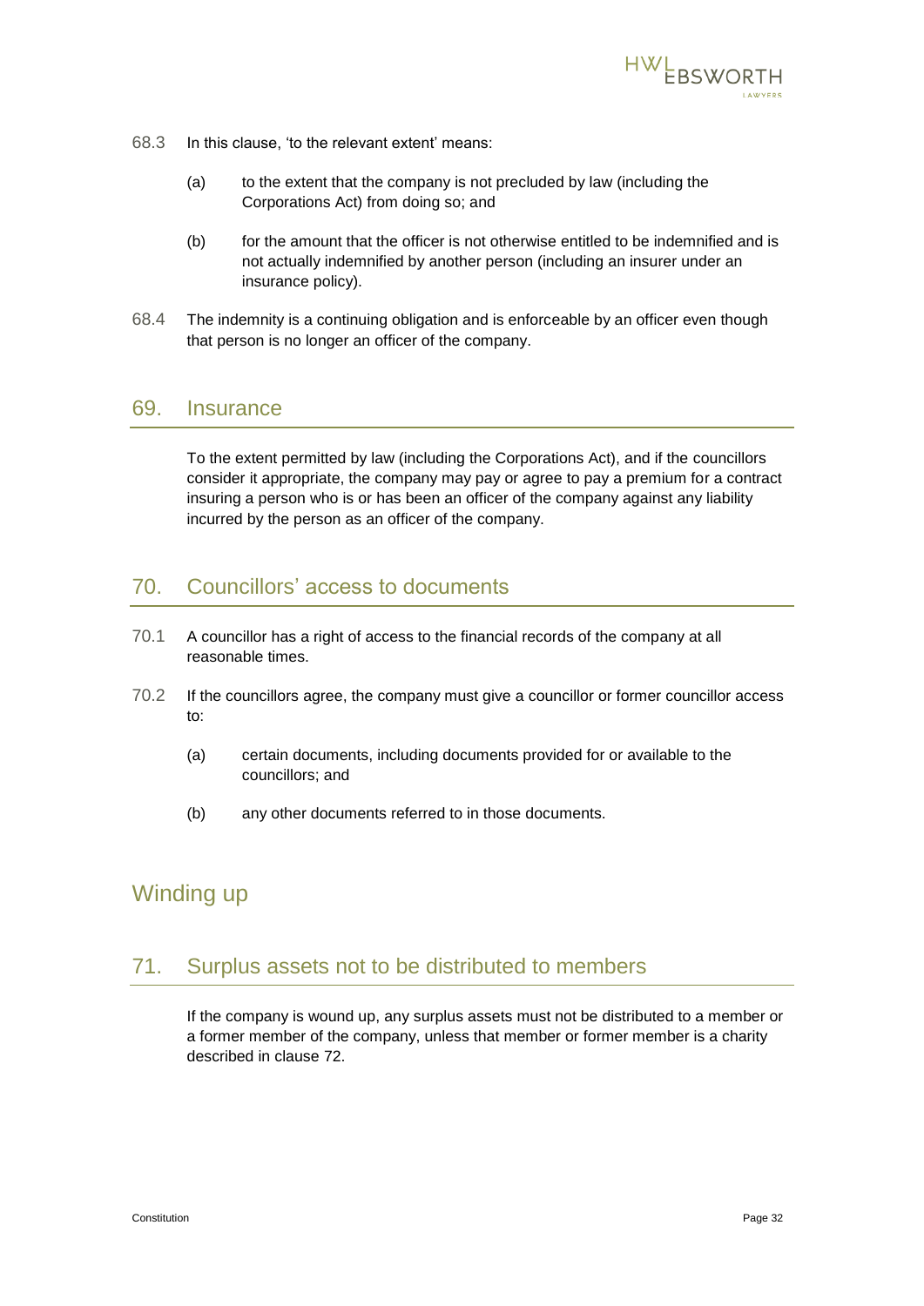68.3 In this clause, 'to the relevant extent' means:

(a) to the extent that the company is not precluded by law (including the Corporations Act) from doing so; and

(b) for the amount that the officer is not otherwise entitled to be indemnified and is not actually indemnified by another person (including an insurer under an insurance policy).

68.4 The indemnity is a continuing obligation and is enforceable by an officer even though that person is no longer an officer of the company.

## 69. Insurance

To the extent permitted by law (including the Corporations Act), and if the councillors consider it appropriate, the company may pay or agree to pay a premium for a contract insuring a person who is or has been an officer of the company against any liability incurred by the person as an officer of the company.

## 70. Councillors' access to documents

70.1 A councillor has a right of access to the financial records of the company at all reasonable times.

70.2 If the councillors agree, the company must give a councillor or former councillor access to:

(a) certain documents, including documents provided for or available to the councillors; and

(b) any other documents referred to in those documents.

# Winding up

## 71. Surplus assets not to be distributed to members

If the company is wound up, any surplus assets must not be distributed to a member or a former member of the company, unless that member or former member is a charity described in clause 72.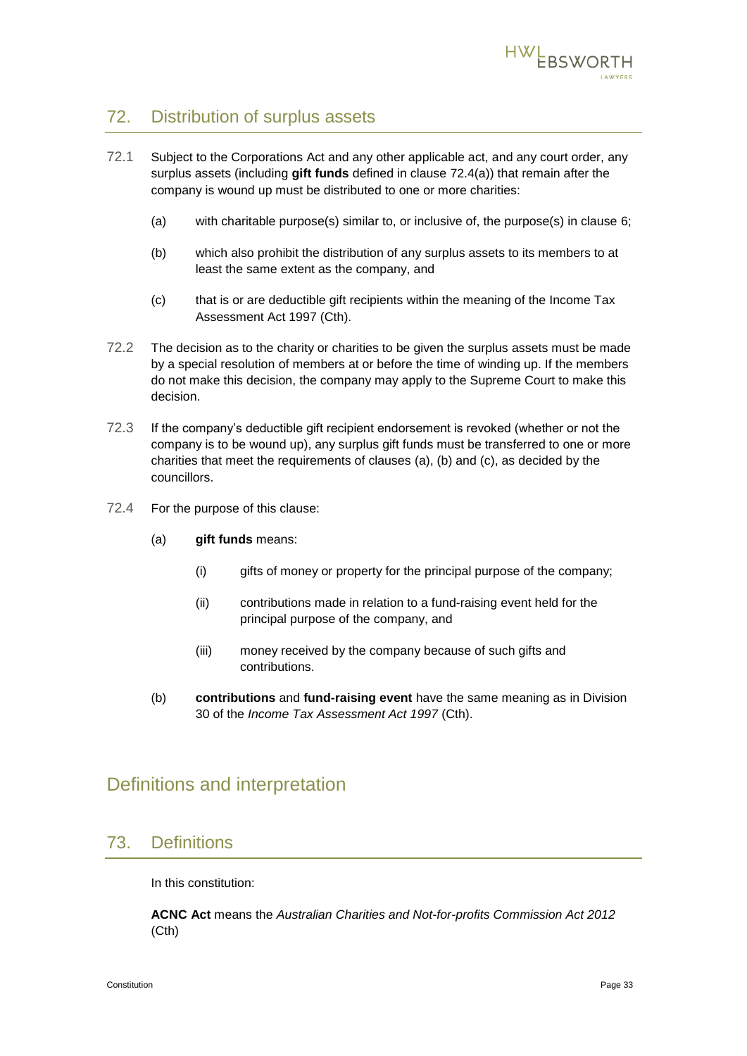## 72. Distribution of surplus assets

72.1 Subject to the Corporations Act and any other applicable act, and any court order, any surplus assets (including **gift funds** defined in clause 72.4(a)) that remain after the company is wound up must be distributed to one or more charities:

(a) with charitable purpose(s) similar to, or inclusive of, the purpose(s) in clause 6;

(b) which also prohibit the distribution of any surplus assets to its members to at least the same extent as the company, and

(c) that is or are deductible gift recipients within the meaning of the Income Tax Assessment Act 1997 (Cth).

72.2 The decision as to the charity or charities to be given the surplus assets must be made by a special resolution of members at or before the time of winding up. If the members do not make this decision, the company may apply to the Supreme Court to make this decision.

72.3 If the company's deductible gift recipient endorsement is revoked (whether or not the company is to be wound up), any surplus gift funds must be transferred to one or more charities that meet the requirements of clauses (a), (b) and (c), as decided by the councillors.

72.4 For the purpose of this clause:

(a) **gift funds** means:

(i) gifts of money or property for the principal purpose of the company;

(ii) contributions made in relation to a fund-raising event held for the principal purpose of the company, and

(iii) money received by the company because of such gifts and contributions.

(b) **contributions** and **fund-raising event** have the same meaning as in Division 30 of the *Income Tax Assessment Act 1997* (Cth).

# Definitions and interpretation

## 73. Definitions

In this constitution:

**ACNC Act** means the *Australian Charities and Not-for-profits Commission Act 2012* (Cth)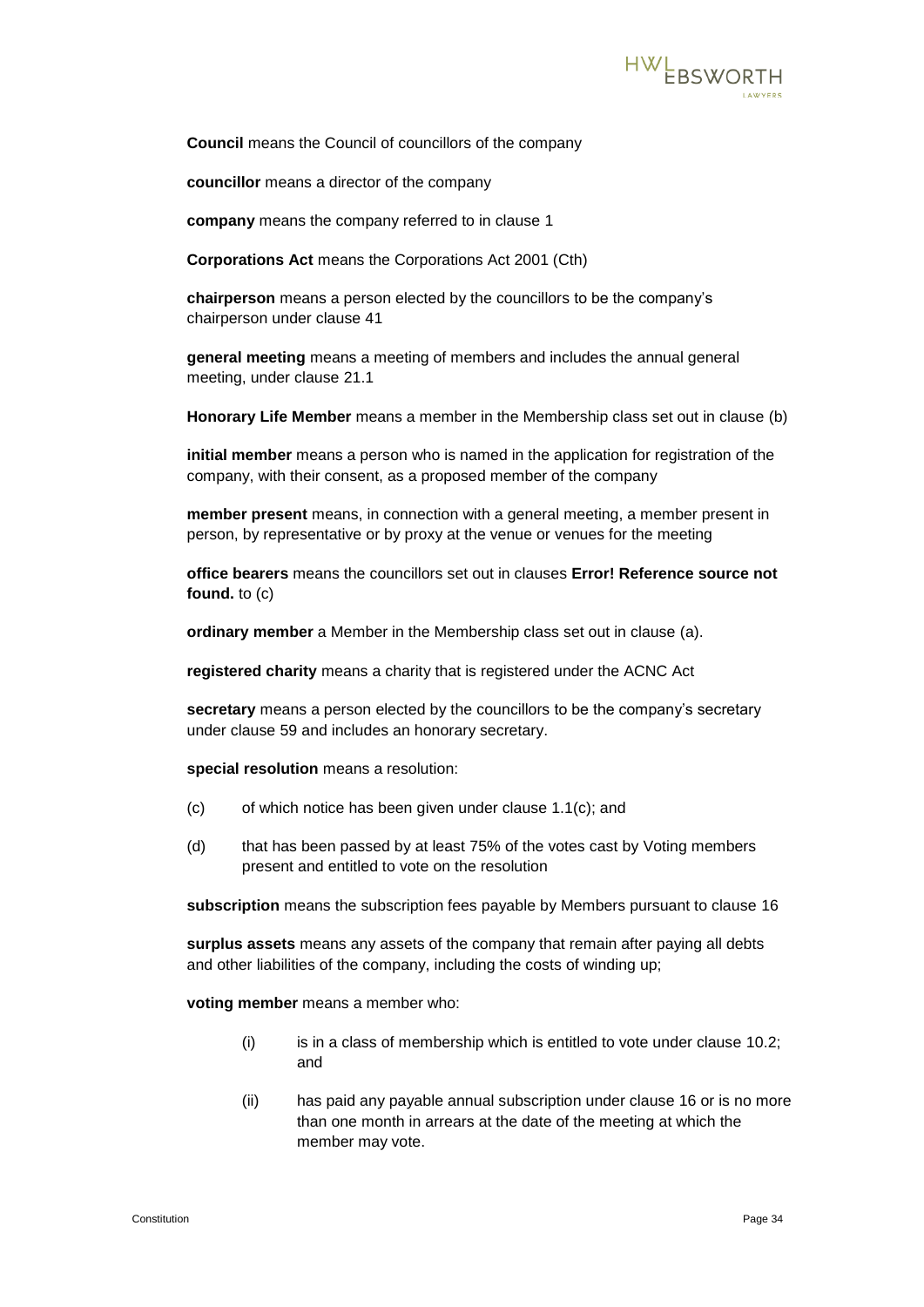**Council** means the Council of councillors of the company

**councillor** means a director of the company

**company** means the company referred to in clause 1

**Corporations Act** means the Corporations Act 2001 (Cth)

**chairperson** means a person elected by the councillors to be the company's chairperson under clause 41

**general meeting** means a meeting of members and includes the annual general meeting, under clause 21.1

**Honorary Life Member** means a member in the Membership class set out in clause (b)

**initial member** means a person who is named in the application for registration of the company, with their consent, as a proposed member of the company

**member present** means, in connection with a general meeting, a member present in person, by representative or by proxy at the venue or venues for the meeting

**office bearers** means the councillors set out in clauses **Error! Reference source not found.** to (c)

**ordinary member** a Member in the Membership class set out in clause (a).

**registered charity** means a charity that is registered under the ACNC Act

**secretary** means a person elected by the councillors to be the company's secretary under clause 59 and includes an honorary secretary.

**special resolution** means a resolution:

(c) of which notice has been given under clause 1.1(c); and

(d) that has been passed by at least 75% of the votes cast by Voting members present and entitled to vote on the resolution

**subscription** means the subscription fees payable by Members pursuant to clause 16

**surplus assets** means any assets of the company that remain after paying all debts and other liabilities of the company, including the costs of winding up;

**voting member** means a member who:

(i) is in a class of membership which is entitled to vote under clause 10.2; and

(ii) has paid any payable annual subscription under clause 16 or is no more than one month in arrears at the date of the meeting at which the member may vote.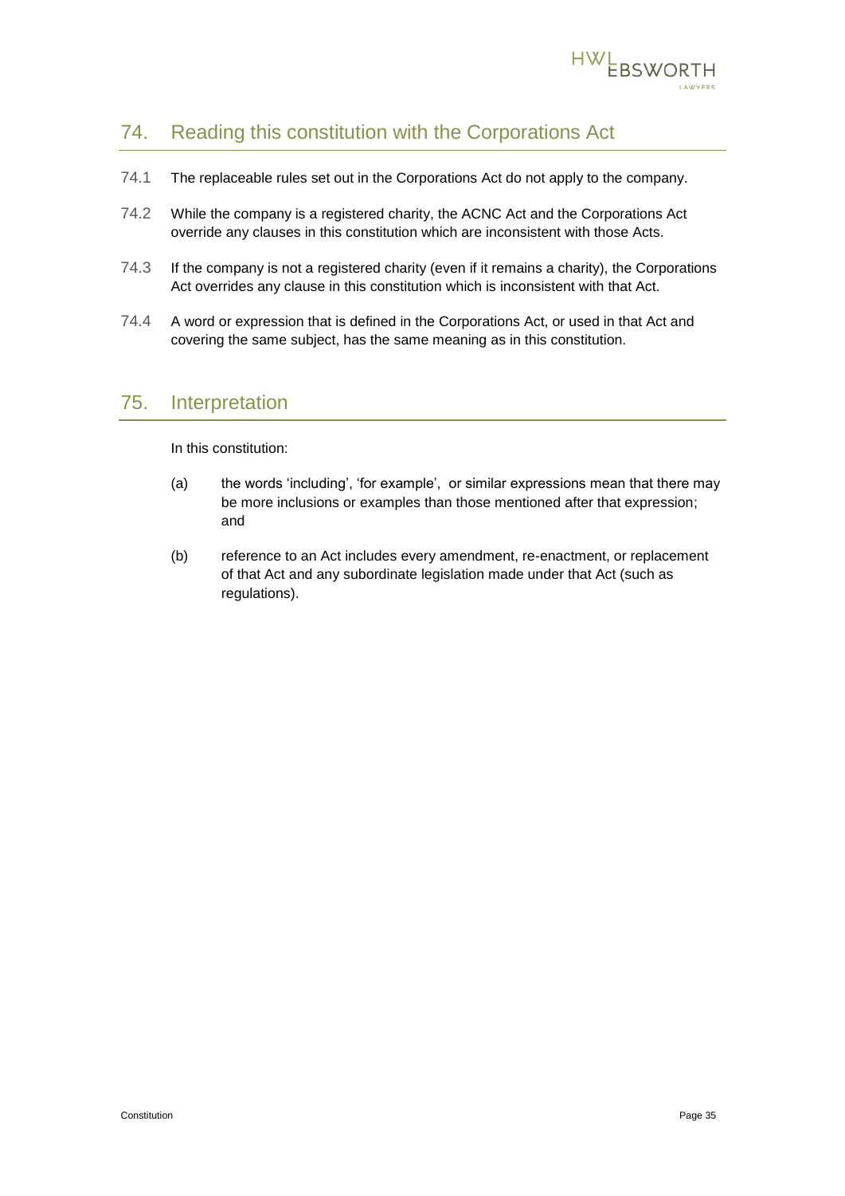## 74. Reading this constitution with the Corporations Act

74.1 The replaceable rules set out in the Corporations Act do not apply to the company.

74.2 While the company is a registered charity, the ACNC Act and the Corporations Act override any clauses in this constitution which are inconsistent with those Acts.

74.3 If the company is not a registered charity (even if it remains a charity), the Corporations Act overrides any clause in this constitution which is inconsistent with that Act.

74.4 A word or expression that is defined in the Corporations Act, or used in that Act and covering the same subject, has the same meaning as in this constitution.

## 75. Interpretation

In this constitution:

(a) the words 'including', 'for example', or similar expressions mean that there may be more inclusions or examples than those mentioned after that expression; and

(b) reference to an Act includes every amendment, re-enactment, or replacement of that Act and any subordinate legislation made under that Act (such as regulations).